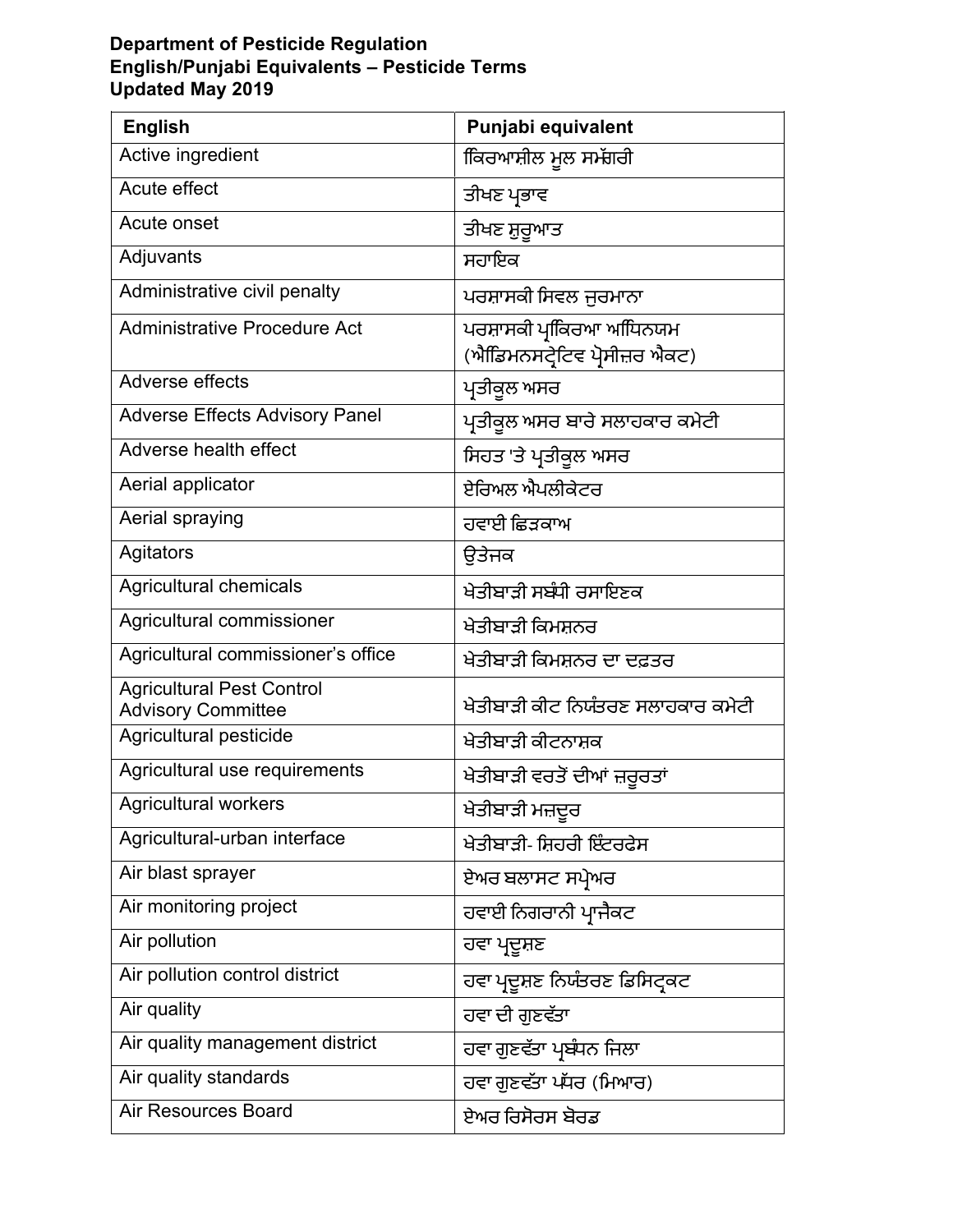**Department of Pesticide Regulation**
**English/Punjabi Equivalents – Pesticide Terms**
**Updated May 2019**

| English | Punjabi equivalent |
| --- | --- |
| Active ingredient | ਕਿਰਿਆਸ਼ੀਲ ਮੂਲ ਸਮੱਗਰੀ |
| Acute effect | ਤੀਖਣ ਪ੍ਰਭਾਵ |
| Acute onset | ਤੀਖਣ ਸ਼ੁਰੂਆਤ |
| Adjuvants | ਸਹਾਇਕ |
| Administrative civil penalty | ਪਰਸ਼ਾਸਕੀ ਸਿਵਲ ਜੁਰਮਾਨਾ |
| Administrative Procedure Act | ਪਰਸ਼ਾਸਕੀ ਪ੍ਰਕਿਰਿਆ ਅਧਿਨਯਮ (ਐਡਿਮਨਸਟ੍ਰੇਟਿਵ ਪ੍ਰੋਸੀਜ਼ਰ ਐਕਟ) |
| Adverse effects | ਪ੍ਰਤੀਕੂਲ ਅਸਰ |
| Adverse Effects Advisory Panel | ਪ੍ਰਤੀਕੂਲ ਅਸਰ ਬਾਰੇ ਸਲਾਹਕਾਰ ਕਮੇਟੀ |
| Adverse health effect | ਸਿਹਤ 'ਤੇ ਪ੍ਰਤੀਕੂਲ ਅਸਰ |
| Aerial applicator | ਏਰਿਅਲ ਐਪਲੀਕੇਟਰ |
| Aerial spraying | ਹਵਾਈ ਛਿੜਕਾਅ |
| Agitators | ਉਤੇਜਕ |
| Agricultural chemicals | ਖੇਤੀਬਾੜੀ ਸਬੰਧੀ ਰਸਾਇਣਕ |
| Agricultural commissioner | ਖੇਤੀਬਾੜੀ ਕਿਮਸ਼ਨਰ |
| Agricultural commissioner's office | ਖੇਤੀਬਾੜੀ ਕਿਮਸ਼ਨਰ ਦਾ ਦਫ਼ਤਰ |
| Agricultural Pest Control Advisory Committee | ਖੇਤੀਬਾੜੀ ਕੀਟ ਨਿਯੰਤਰਣ ਸਲਾਹਕਾਰ ਕਮੇਟੀ |
| Agricultural pesticide | ਖੇਤੀਬਾੜੀ ਕੀਟਨਾਸ਼ਕ |
| Agricultural use requirements | ਖੇਤੀਬਾੜੀ ਵਰਤੋਂ ਦੀਆਂ ਜ਼ਰੂਰਤਾਂ |
| Agricultural workers | ਖੇਤੀਬਾੜੀ ਮਜ਼ਦੂਰ |
| Agricultural-urban interface | ਖੇਤੀਬਾੜੀ- ਸ਼ਿਹਰੀ ਇੰਟਰਫੇਸ |
| Air blast sprayer | ਏਅਰ ਬਲਾਸਟ ਸਪ੍ਰੇਅਰ |
| Air monitoring project | ਹਵਾਈ ਨਿਗਰਾਨੀ ਪ੍ਰਾਜੈਕਟ |
| Air pollution | ਹਵਾ ਪ੍ਰਦੂਸ਼ਣ |
| Air pollution control district | ਹਵਾ ਪ੍ਰਦੂਸ਼ਣ ਨਿਯੰਤਰਣ ਡਿਸਿਟ੍ਰਕਟ |
| Air quality | ਹਵਾ ਦੀ ਗੁਣਵੱਤਾ |
| Air quality management district | ਹਵਾ ਗੁਣਵੱਤਾ ਪ੍ਰਬੰਧਨ ਜਿਲਾ |
| Air quality standards | ਹਵਾ ਗੁਣਵੱਤਾ ਪੱਧਰ (ਮਿਆਰ) |
| Air Resources Board | ਏਅਰ ਰਿਸੋਰਸ ਬੋਰਡ |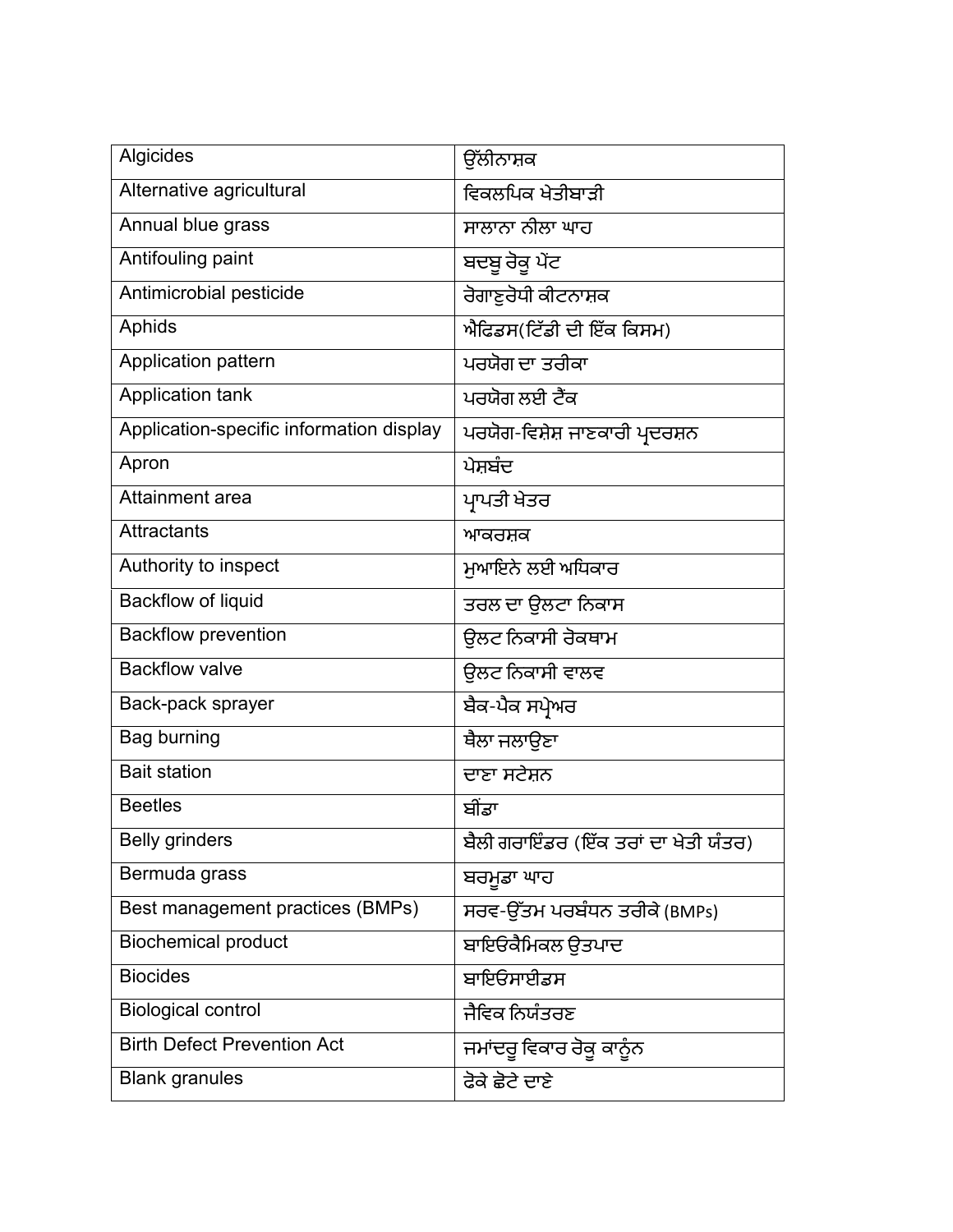| Algicides | ਉੱਲੀਨਾਸ਼ਕ |
|---|---|
| Alternative agricultural | ਵਿਕਲਪਿਕ ਖੇਤੀਬਾੜੀ |
| Annual blue grass | ਸਾਲਾਨਾ ਨੀਲਾ ਘਾਹ |
| Antifouling paint | ਬਦਬੂ ਰੋਕੂ ਪੇਂਟ |
| Antimicrobial pesticide | ਰੋਗਾਣੂਰੋਧੀ ਕੀਟਨਾਸ਼ਕ |
| Aphids | ਐਫਿਡਸ(ਟਿੱਡੀ ਦੀ ਇੱਕ ਕਿਸਮ) |
| Application pattern | ਪਰਯੋਗ ਦਾ ਤਰੀਕਾ |
| Application tank | ਪਰਯੋਗ ਲਈ ਟੈਂਕ |
| Application-specific information display | ਪਰਯੋਗ-ਵਿਸ਼ੇਸ਼ ਜਾਣਕਾਰੀ ਪ੍ਰਦਰਸ਼ਨ |
| Apron | ਪੇਸ਼ਬੰਦ |
| Attainment area | ਪ੍ਰਾਪਤੀ ਖੇਤਰ |
| Attractants | ਆਕਰਸ਼ਕ |
| Authority to inspect | ਮੁਆਇਨੇ ਲਈ ਅਧਿਕਾਰ |
| Backflow of liquid | ਤਰਲ ਦਾ ਉਲਟਾ ਨਿਕਾਸ |
| Backflow prevention | ਉਲਟ ਨਿਕਾਸੀ ਰੋਕਥਾਮ |
| Backflow valve | ਉਲਟ ਨਿਕਾਸੀ ਵਾਲਵ |
| Back-pack sprayer | ਬੈਕ-ਪੈਕ ਸਪ੍ਰੇਅਰ |
| Bag burning | ਥੈਲਾ ਜਲਾਉਣਾ |
| Bait station | ਦਾਣਾ ਸਟੇਸ਼ਨ |
| Beetles | ਬੀਂਡਾ |
| Belly grinders | ਬੈਲੀ ਗਰਾਇੰਡਰ (ਇੱਕ ਤਰਾਂ ਦਾ ਖੇਤੀ ਯੰਤਰ) |
| Bermuda grass | ਬਰਮੂਡਾ ਘਾਹ |
| Best management practices (BMPs) | ਸਰਵ-ਉੱਤਮ ਪਰਬੰਧਨ ਤਰੀਕੇ (BMPs) |
| Biochemical product | ਬਾਇਓਕੈਮਿਕਲ ਉਤਪਾਦ |
| Biocides | ਬਾਇਓਸਾਈਡਸ |
| Biological control | ਜੈਵਿਕ ਨਿਯੰਤਰਣ |
| Birth Defect Prevention Act | ਜਮਾਂਦਰੂ ਵਿਕਾਰ ਰੋਕੂ ਕਾਨੂੰਨ |
| Blank granules | ਫੋਕੇ ਛੋਟੇ ਦਾਣੇ |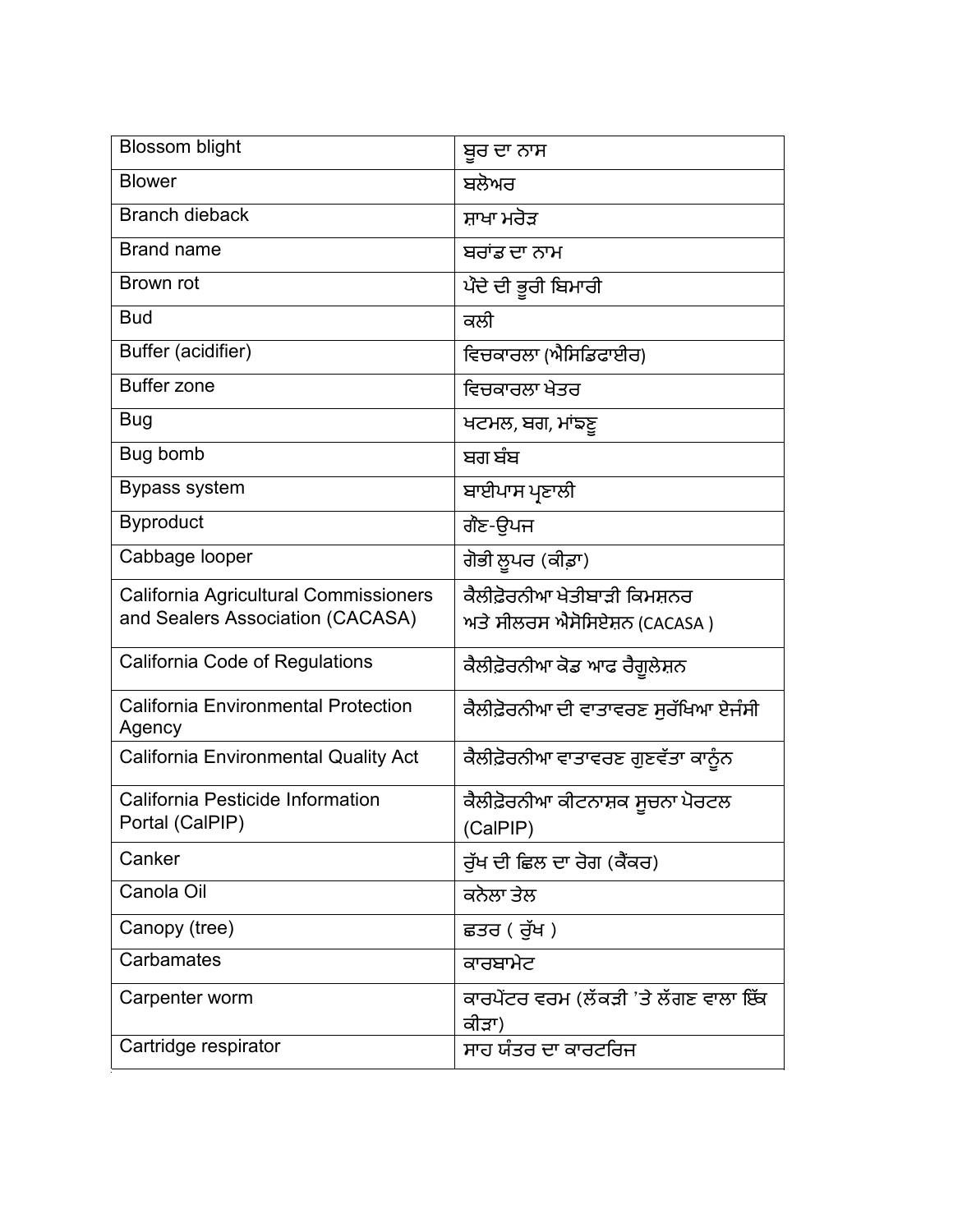| | |
|---|---|
| Blossom blight | ਬੂਰ ਦਾ ਨਾਸ |
| Blower | ਬਲੋਅਰ |
| Branch dieback | ਸ਼ਾਖਾ ਮਰੋੜ |
| Brand name | ਬਰਾਂਡ ਦਾ ਨਾਮ |
| Brown rot | ਪੌਦੇ ਦੀ ਭੂਰੀ ਬਿਮਾਰੀ |
| Bud | ਕਲੀ |
| Buffer (acidifier) | ਵਿਚਕਾਰਲਾ (ਐਸਿਡਿਫਾਈਰ) |
| Buffer zone | ਵਿਚਕਾਰਲਾ ਖੇਤਰ |
| Bug | ਖਟਮਲ, ਬਗ, ਮਾਂਙਣੂ |
| Bug bomb | ਬਗ ਬੰਬ |
| Bypass system | ਬਾਈਪਾਸ ਪ੍ਰਣਾਲੀ |
| Byproduct | ਗੌਣ-ਉਪਜ |
| Cabbage looper | ਗੋਭੀ ਲੂਪਰ (ਕੀੜਾ) |
| California Agricultural Commissioners and Sealers Association (CACASA) | ਕੈਲੀਫ਼ੋਰਨੀਆ ਖੇਤੀਬਾੜੀ ਕਿਮਸ਼ਨਰ ਅਤੇ ਸੀਲਰਸ ਐਸੋਸਿਏਸ਼ਨ (CACASA ) |
| California Code of Regulations | ਕੈਲੀਫ਼ੋਰਨੀਆ ਕੋਡ ਆਫ ਰੈਗੂਲੇਸ਼ਨ |
| California Environmental Protection Agency | ਕੈਲੀਫ਼ੋਰਨੀਆ ਦੀ ਵਾਤਾਵਰਣ ਸੁਰੱਖਿਆ ਏਜੰਸੀ |
| California Environmental Quality Act | ਕੈਲੀਫ਼ੋਰਨੀਆ ਵਾਤਾਵਰਣ ਗੁਣਵੱਤਾ ਕਾਨੂੰਨ |
| California Pesticide Information Portal (CalPIP) | ਕੈਲੀਫ਼ੋਰਨੀਆ ਕੀਟਨਾਸ਼ਕ ਸੂਚਨਾ ਪੋਰਟਲ (CalPIP) |
| Canker | ਰੁੱਖ ਦੀ ਛਿਲ ਦਾ ਰੋਗ (ਕੈਂਕਰ) |
| Canola Oil | ਕਨੋਲਾ ਤੇਲ |
| Canopy (tree) | ਛਤਰ ( ਰੁੱਖ ) |
| Carbamates | ਕਾਰਬਾਮੇਟ |
| Carpenter worm | ਕਾਰਪੇਂਟਰ ਵਰਮ (ਲੱਕੜੀ 'ਤੇ ਲੱਗਣ ਵਾਲਾ ਇੱਕ ਕੀੜਾ) |
| Cartridge respirator | ਸਾਹ ਯੰਤਰ ਦਾ ਕਾਰਟਰਿਜ |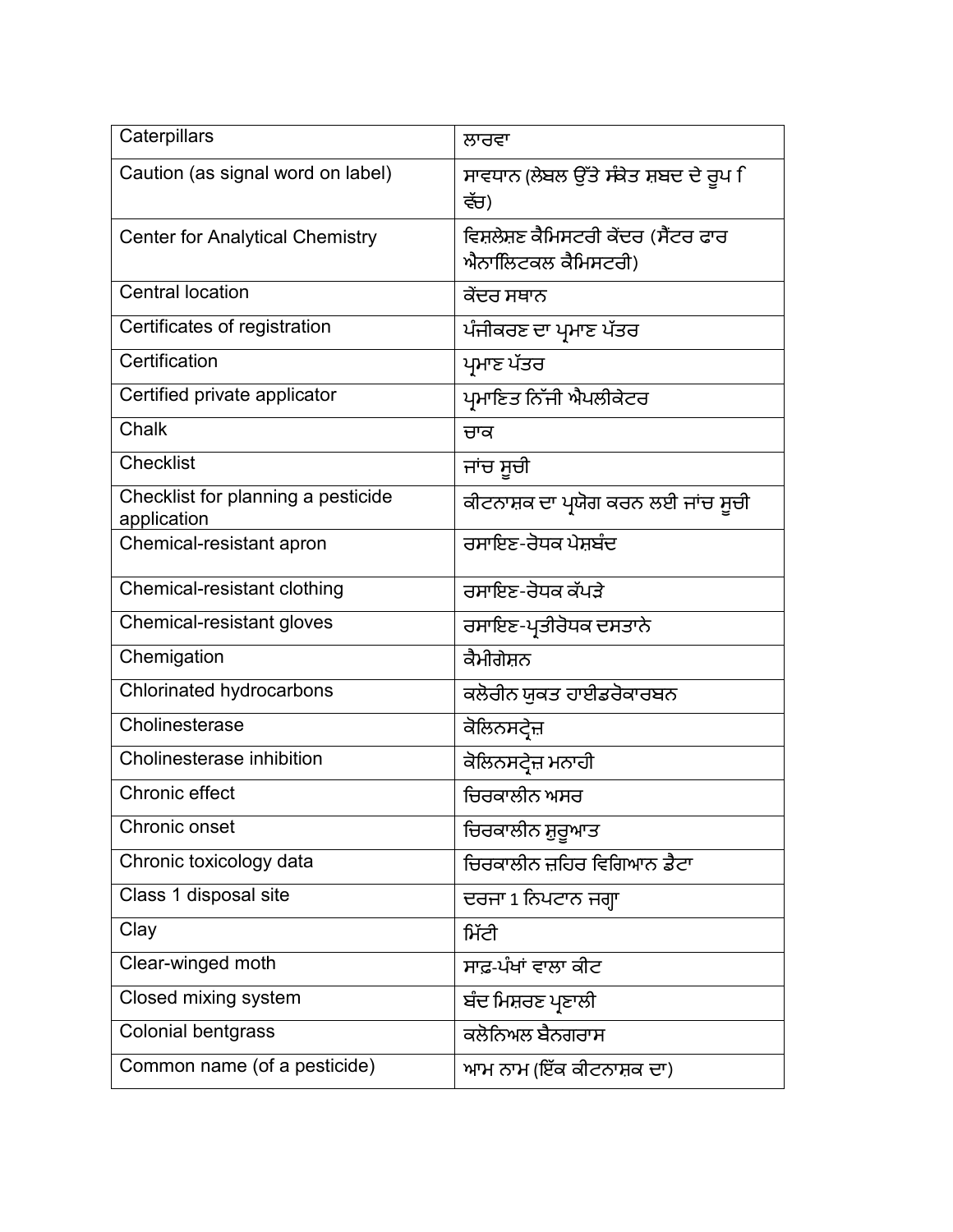| | |
|---|---|
| Caterpillars | ਲਾਰਵਾ |
| Caution (as signal word on label) | ਸਾਵਧਾਨ (ਲੇਬਲ ਉੱਤੇ ਸੰਕੇਤ ਸ਼ਬਦ ਦੇ ਰੂਪ ਵਿੱਚ) |
| Center for Analytical Chemistry | ਵਿਸ਼ਲੇਸ਼ਣ ਕੈਮਿਸਟਰੀ ਕੇਂਦਰ (ਸੈਂਟਰ ਫਾਰ ਐਨਾਲਿਟਕਲ ਕੈਮਿਸਟਰੀ) |
| Central location | ਕੇਂਦਰ ਸਥਾਨ |
| Certificates of registration | ਪੰਜੀਕਰਣ ਦਾ ਪ੍ਰਮਾਣ ਪੱਤਰ |
| Certification | ਪ੍ਰਮਾਣ ਪੱਤਰ |
| Certified private applicator | ਪ੍ਰਮਾਣਿਤ ਨਿੱਜੀ ਐਪਲੀਕੇਟਰ |
| Chalk | ਚਾਕ |
| Checklist | ਜਾਂਚ ਸੂਚੀ |
| Checklist for planning a pesticide application | ਕੀਟਨਾਸ਼ਕ ਦਾ ਪ੍ਰਯੋਗ ਕਰਨ ਲਈ ਜਾਂਚ ਸੂਚੀ |
| Chemical-resistant apron | ਰਸਾਇਣ-ਰੋਧਕ ਪੇਸ਼ਬੰਦ |
| Chemical-resistant clothing | ਰਸਾਇਣ-ਰੋਧਕ ਕੱਪੜੇ |
| Chemical-resistant gloves | ਰਸਾਇਣ-ਪ੍ਰਤੀਰੋਧਕ ਦਸਤਾਨੇ |
| Chemigation | ਕੈਮੀਗੇਸ਼ਨ |
| Chlorinated hydrocarbons | ਕਲੋਰੀਨ ਯੁਕਤ ਹਾਈਡਰੋਕਾਰਬਨ |
| Cholinesterase | ਕੋਲਿਨਸਟ੍ਰੇਜ਼ |
| Cholinesterase inhibition | ਕੋਲਿਨਸਟ੍ਰੇਜ਼ ਮਨਾਹੀ |
| Chronic effect | ਚਿਰਕਾਲੀਨ ਅਸਰ |
| Chronic onset | ਚਿਰਕਾਲੀਨ ਸ਼ੁਰੂਆਤ |
| Chronic toxicology data | ਚਿਰਕਾਲੀਨ ਜ਼ਹਿਰ ਵਿਗਿਆਨ ਡੈਟਾ |
| Class 1 disposal site | ਦਰਜਾ 1 ਨਿਪਟਾਨ ਜਗ੍ਹਾ |
| Clay | ਮਿੱਟੀ |
| Clear-winged moth | ਸਾਫ਼-ਪੰਖਾਂ ਵਾਲਾ ਕੀਟ |
| Closed mixing system | ਬੰਦ ਮਿਸ਼ਰਣ ਪ੍ਰਣਾਲੀ |
| Colonial bentgrass | ਕਲੋਨਿਅਲ ਬੈਨਗਰਾਸ |
| Common name (of a pesticide) | ਆਮ ਨਾਮ (ਇੱਕ ਕੀਟਨਾਸ਼ਕ ਦਾ) |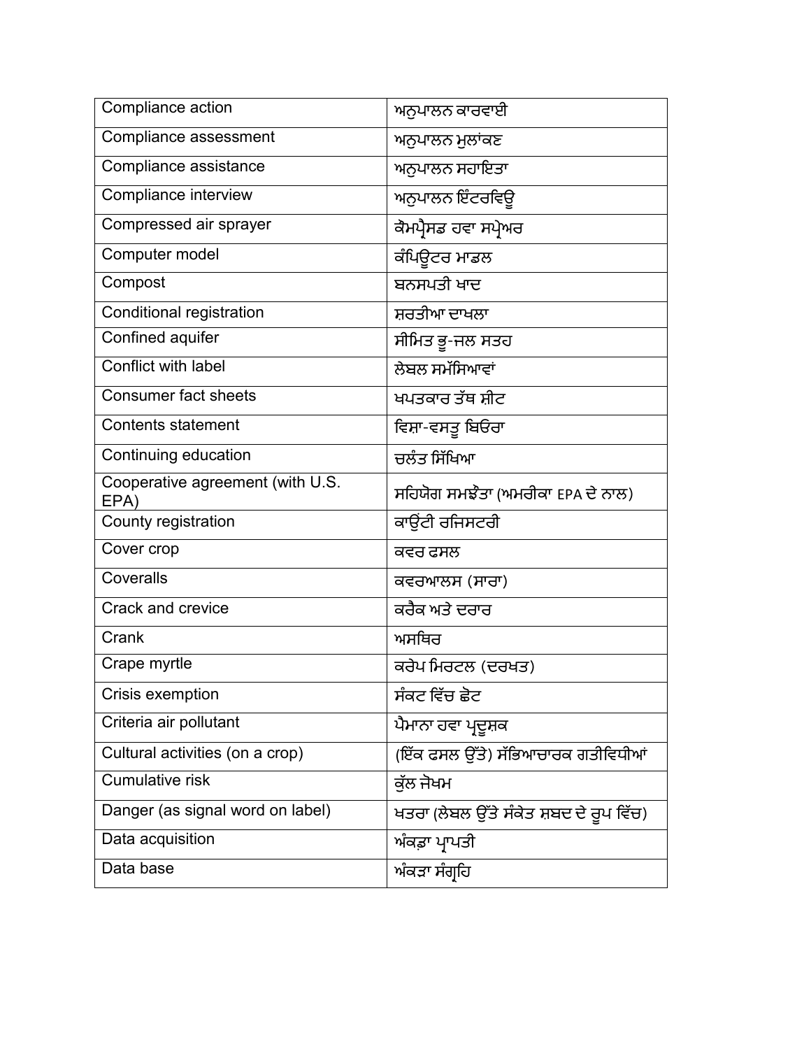| | |
|---|---|
| Compliance action | ਅਨੁਪਾਲਨ ਕਾਰਵਾਈ |
| Compliance assessment | ਅਨੁਪਾਲਨ ਮੁਲਾਂਕਣ |
| Compliance assistance | ਅਨੁਪਾਲਨ ਸਹਾਇਤਾ |
| Compliance interview | ਅਨੁਪਾਲਨ ਇੰਟਰਵਿਊ |
| Compressed air sprayer | ਕੰਮਪ੍ਰੈਸਡ ਹਵਾ ਸਪ੍ਰੇਅਰ |
| Computer model | ਕੰਪਿਊਟਰ ਮਾਡਲ |
| Compost | ਬਨਸਪਤੀ ਖਾਦ |
| Conditional registration | ਸ਼ਰਤੀਆ ਦਾਖਲਾ |
| Confined aquifer | ਸੀਮਿਤ ਭੂ-ਜਲ ਸਤਹ |
| Conflict with label | ਲੇਬਲ ਸਮੱਸਿਆਵਾਂ |
| Consumer fact sheets | ਖਪਤਕਾਰ ਤੱਥ ਸ਼ੀਟ |
| Contents statement | ਵਿਸ਼ਾ-ਵਸਤੂ ਬਿਓਰਾ |
| Continuing education | ਚਲੰਤ ਸਿੱਖਿਆ |
| Cooperative agreement (with U.S. EPA) | ਸਹਿਯੋਗ ਸਮਝੌਤਾ (ਅਮਰੀਕਾ EPA ਦੇ ਨਾਲ) |
| County registration | ਕਾਉਂਟੀ ਰਜਿਸਟਰੀ |
| Cover crop | ਕਵਰ ਫਸਲ |
| Coveralls | ਕਵਰਆਲਸ (ਸਾਰਾ) |
| Crack and crevice | ਕਰੈਕ ਅਤੇ ਦਰਾਰ |
| Crank | ਅਸਥਿਰ |
| Crape myrtle | ਕਰੇਪ ਮਿਰਟਲ (ਦਰਖਤ) |
| Crisis exemption | ਸੰਕਟ ਵਿੱਚ ਛੋਟ |
| Criteria air pollutant | ਪੈਮਾਨਾ ਹਵਾ ਪ੍ਰਦੂਸ਼ਕ |
| Cultural activities (on a crop) | (ਇੱਕ ਫਸਲ ਉੱਤੇ) ਸੱਭਿਆਚਾਰਕ ਗਤੀਵਿਧੀਆਂ |
| Cumulative risk | ਕੁੱਲ ਜੋਖਮ |
| Danger (as signal word on label) | ਖਤਰਾ (ਲੇਬਲ ਉੱਤੇ ਸੰਕੇਤ ਸ਼ਬਦ ਦੇ ਰੂਪ ਵਿੱਚ) |
| Data acquisition | ਅੰਕੜਾ ਪ੍ਰਾਪਤੀ |
| Data base | ਅੰਕੜਾ ਸੰਗ੍ਰਹਿ |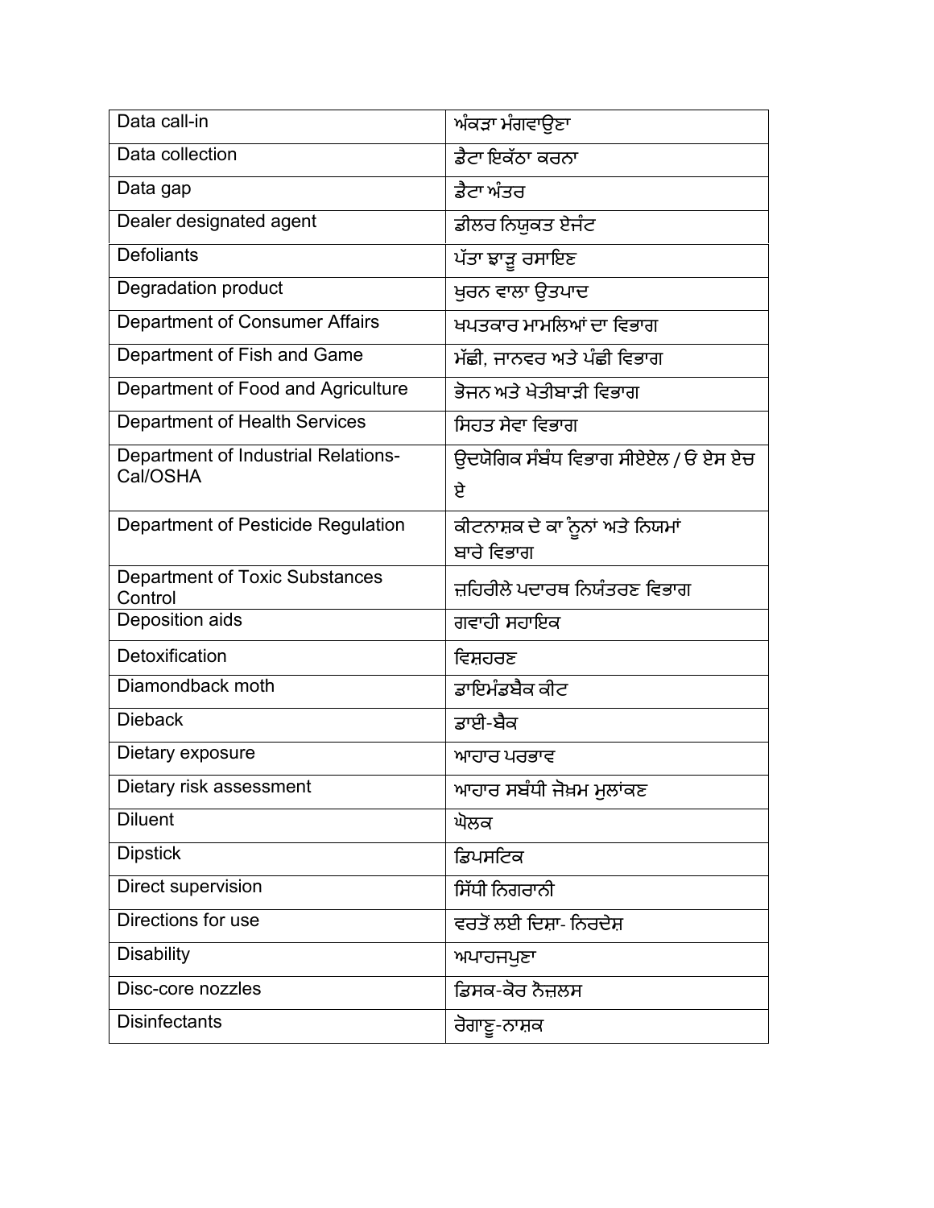| | |
|---|---|
| Data call-in | ਅੰਕੜਾ ਮੰਗਵਾਉਣਾ |
| Data collection | ਡੈਟਾ ਇਕੱਠਾ ਕਰਨਾ |
| Data gap | ਡੈਟਾ ਅੰਤਰ |
| Dealer designated agent | ਡੀਲਰ ਨਿਯੁਕਤ ਏਜੰਟ |
| Defoliants | ਪੱਤਾ ਝਾੜੂ ਰਸਾਇਣ |
| Degradation product | ਖੁਰਨ ਵਾਲਾ ਉਤਪਾਦ |
| Department of Consumer Affairs | ਖਪਤਕਾਰ ਮਾਮਲਿਆਂ ਦਾ ਵਿਭਾਗ |
| Department of Fish and Game | ਮੱਛੀ, ਜਾਨਵਰ ਅਤੇ ਪੰਛੀ ਵਿਭਾਗ |
| Department of Food and Agriculture | ਭੋਜਨ ਅਤੇ ਖੇਤੀਬਾੜੀ ਵਿਭਾਗ |
| Department of Health Services | ਸਿਹਤ ਸੇਵਾ ਵਿਭਾਗ |
| Department of Industrial Relations-Cal/OSHA | ਉਦਯੋਗਿਕ ਸੰਬੰਧ ਵਿਭਾਗ ਸੀਏਐਲ / ਓ ਏਸ ਏਚ ਏ |
| Department of Pesticide Regulation | ਕੀਟਨਾਸ਼ਕ ਦੇ ਕਾ ਨੂੰਨਾਂ ਅਤੇ ਨਿਯਮਾਂ ਬਾਰੇ ਵਿਭਾਗ |
| Department of Toxic Substances Control | ਜ਼ਹਿਰੀਲੇ ਪਦਾਰਥ ਨਿਯੰਤਰਣ ਵਿਭਾਗ |
| Deposition aids | ਗਵਾਹੀ ਸਹਾਇਕ |
| Detoxification | ਵਿਸ਼ਹਰਣ |
| Diamondback moth | ਡਾਇਮੰਡਬੈਕ ਕੀਟ |
| Dieback | ਡਾਈ-ਬੈਕ |
| Dietary exposure | ਆਹਾਰ ਪਰਭਾਵ |
| Dietary risk assessment | ਆਹਾਰ ਸਬੰਧੀ ਜੋਖ਼ਮ ਮੁਲਾਂਕਣ |
| Diluent | ਘੋਲਕ |
| Dipstick | ਡਿਪਸਟਿਕ |
| Direct supervision | ਸਿੱਧੀ ਨਿਗਰਾਨੀ |
| Directions for use | ਵਰਤੋਂ ਲਈ ਦਿਸ਼ਾ- ਨਿਰਦੇਸ਼ |
| Disability | ਅਪਾਹਜਪੁਣਾ |
| Disc-core nozzles | ਡਿਸਕ-ਕੋਰ ਨੋਜ਼ਲਸ |
| Disinfectants | ਰੋਗਾਣੂ-ਨਾਸ਼ਕ |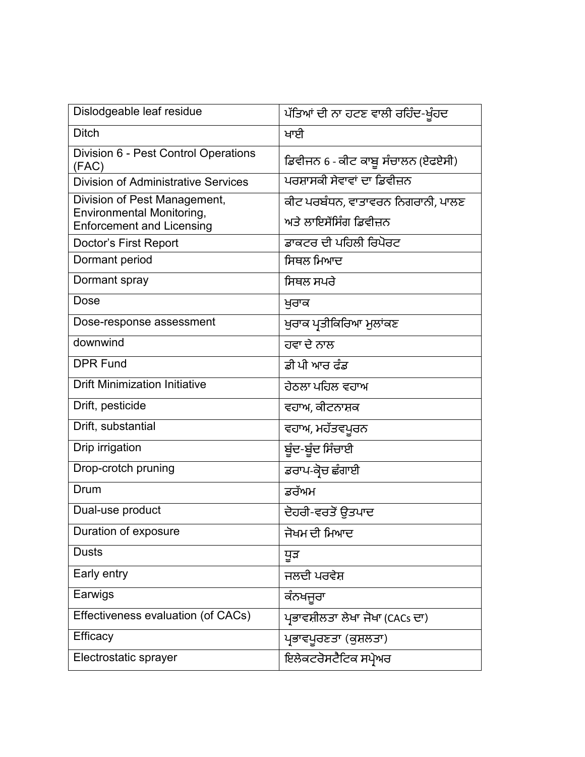| | |
|---|---|
| Dislodgeable leaf residue | ਪੱਤਿਆਂ ਦੀ ਨਾ ਹਟਣ ਵਾਲੀ ਰਹਿੰਦ-ਖੂੰਹਦ |
| Ditch | ਖਾਈ |
| Division 6 - Pest Control Operations (FAC) | ਡਿਵੀਜਨ 6 - ਕੀਟ ਕਾਬੂ ਸੰਚਾਲਨ (ਏਫਏਸੀ) |
| Division of Administrative Services | ਪਰਸ਼ਾਸਕੀ ਸੇਵਾਵਾਂ ਦਾ ਡਿਵੀਜ਼ਨ |
| Division of Pest Management, Environmental Monitoring, Enforcement and Licensing | ਕੀਟ ਪਰਬੰਧਨ, ਵਾਤਾਵਰਨ ਨਿਗਰਾਨੀ, ਪਾਲਣ ਅਤੇ ਲਾਇਸੈਂਸਿੰਗ ਡਿਵੀਜ਼ਨ |
| Doctor's First Report | ਡਾਕਟਰ ਦੀ ਪਹਿਲੀ ਰਿਪੋਰਟ |
| Dormant period | ਸਿਥਲ ਮਿਆਦ |
| Dormant spray | ਸਿਥਲ ਸਪਰੇ |
| Dose | ਖੁਰਾਕ |
| Dose-response assessment | ਖੁਰਾਕ ਪ੍ਰਤੀਕਿਰਿਆ ਮੁਲਾਂਕਣ |
| downwind | ਹਵਾ ਦੇ ਨਾਲ |
| DPR Fund | ਡੀ ਪੀ ਆਰ ਫੰਡ |
| Drift Minimization Initiative | ਹੇਠਲਾ ਪਹਿਲ ਵਹਾਅ |
| Drift, pesticide | ਵਹਾਅ, ਕੀਟਨਾਸ਼ਕ |
| Drift, substantial | ਵਹਾਅ, ਮਹੱਤਵਪੂਰਨ |
| Drip irrigation | ਬੂੰਦ-ਬੂੰਦ ਸਿੰਚਾਈ |
| Drop-crotch pruning | ਡਰਾਪ-ਕ੍ਰੋਚ ਛੰਗਾਈ |
| Drum | ਡਰੱਮ |
| Dual-use product | ਦੋਹਰੀ-ਵਰਤੋਂ ਉਤਪਾਦ |
| Duration of exposure | ਜੋਖਮ ਦੀ ਮਿਆਦ |
| Dusts | ਧੂੜ |
| Early entry | ਜਲਦੀ ਪਰਵੇਸ਼ |
| Earwigs | ਕੰਨਖਜੂਰਾ |
| Effectiveness evaluation (of CACs) | ਪ੍ਰਭਾਵਸ਼ੀਲਤਾ ਲੇਖਾ ਜੋਖਾ (CACs ਦਾ) |
| Efficacy | ਪ੍ਰਭਾਵਪੂਰਣਤਾ (ਕੁਸ਼ਲਤਾ) |
| Electrostatic sprayer | ਇਲੇਕਟਰੋਸਟੈਟਿਕ ਸਪ੍ਰੇਅਰ |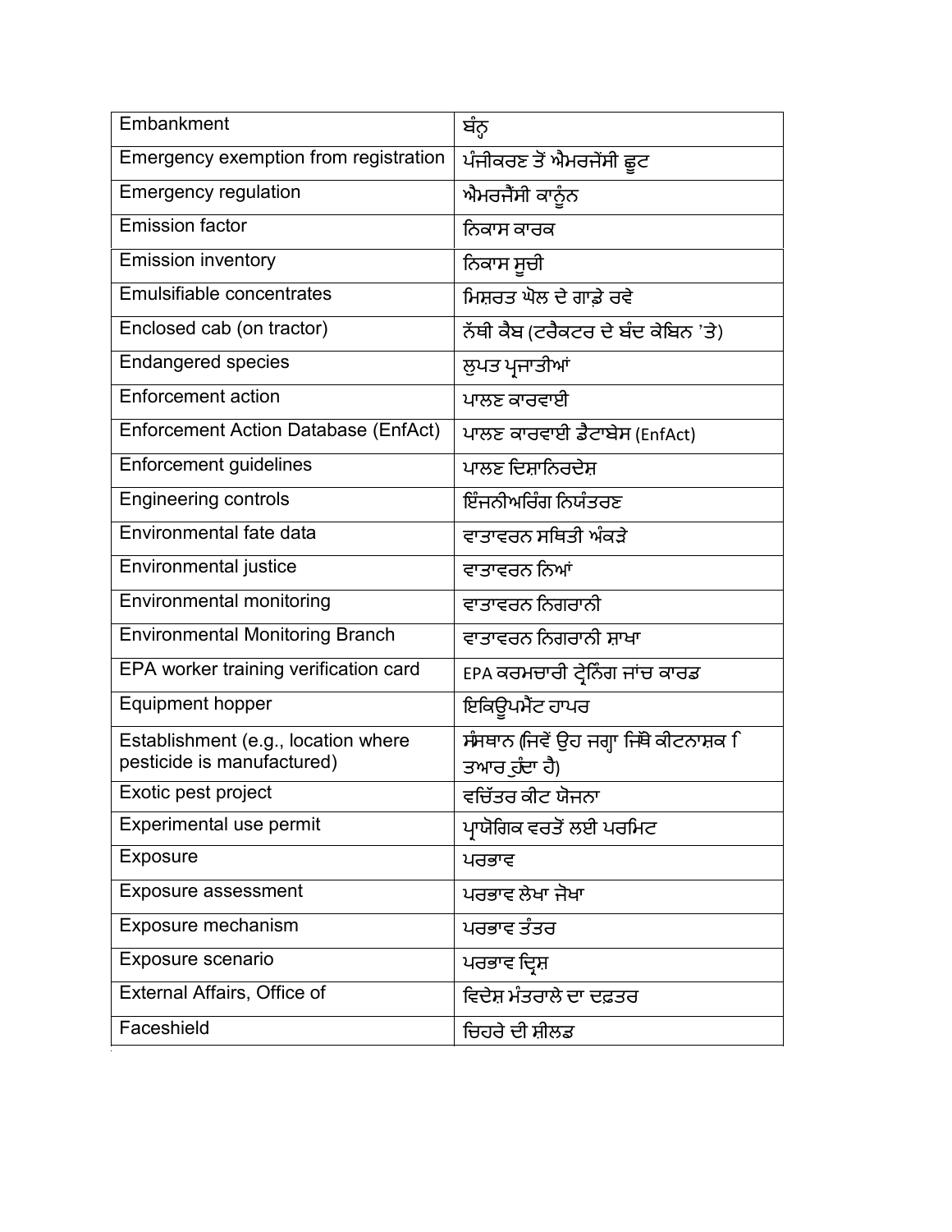| Embankment | ਬੰਨ੍ਹ |
|---|---|
| Emergency exemption from registration | ਪੰਜੀਕਰਣ ਤੋਂ ਐਮਰਜੇਂਸੀ ਛੂਟ |
| Emergency regulation | ਐਮਰਜੈਂਸੀ ਕਾਨੂੰਨ |
| Emission factor | ਨਿਕਾਸ ਕਾਰਕ |
| Emission inventory | ਨਿਕਾਸ ਸੂਚੀ |
| Emulsifiable concentrates | ਮਿਸ਼ਰਤ ਘੋਲ ਦੇ ਗਾੜ੍ਹੇ ਰਵੇ |
| Enclosed cab (on tractor) | ਨੱਥੀ ਕੈਬ (ਟਰੈਕਟਰ ਦੇ ਬੰਦ ਕੇਬਿਨ 'ਤੇ) |
| Endangered species | ਲੁਪਤ ਪ੍ਰਜਾਤੀਆਂ |
| Enforcement action | ਪਾਲਣ ਕਾਰਵਾਈ |
| Enforcement Action Database (EnfAct) | ਪਾਲਣ ਕਾਰਵਾਈ ਡੈਟਾਬੇਸ (EnfAct) |
| Enforcement guidelines | ਪਾਲਣ ਦਿਸ਼ਾਨਿਰਦੇਸ਼ |
| Engineering controls | ਇੰਜਨੀਅਰਿੰਗ ਨਿਯੰਤਰਣ |
| Environmental fate data | ਵਾਤਾਵਰਨ ਸਥਿਤੀ ਅੰਕੜੇ |
| Environmental justice | ਵਾਤਾਵਰਨ ਨਿਆਂ |
| Environmental monitoring | ਵਾਤਾਵਰਨ ਨਿਗਰਾਨੀ |
| Environmental Monitoring Branch | ਵਾਤਾਵਰਨ ਨਿਗਰਾਨੀ ਸ਼ਾਖਾ |
| EPA worker training verification card | EPA ਕਰਮਚਾਰੀ ਟ੍ਰੇਨਿੰਗ ਜਾਂਚ ਕਾਰਡ |
| Equipment hopper | ਇਕਿਊਪਮੈਂਟ ਹਾਪਰ |
| Establishment (e.g., location where pesticide is manufactured) | ਸੰਸਥਾਨ (ਜਿਵੇਂ ਉਹ ਜਗ੍ਹਾ ਜਿੱਥੇ ਕੀਟਨਾਸ਼ਕ ਤਿਆਰ ਹੁੰਦਾ ਹੈ) |
| Exotic pest project | ਵਚਿੱਤਰ ਕੀਟ ਯੋਜਨਾ |
| Experimental use permit | ਪ੍ਰਾਯੋਗਿਕ ਵਰਤੋਂ ਲਈ ਪਰਮਿਟ |
| Exposure | ਪਰਭਾਵ |
| Exposure assessment | ਪਰਭਾਵ ਲੇਖਾ ਜੋਖਾ |
| Exposure mechanism | ਪਰਭਾਵ ਤੰਤਰ |
| Exposure scenario | ਪਰਭਾਵ ਦ੍ਰਿਸ਼ |
| External Affairs, Office of | ਵਿਦੇਸ਼ ਮੰਤਰਾਲੇ ਦਾ ਦਫ਼ਤਰ |
| Faceshield | ਚਿਹਰੇ ਦੀ ਸ਼ੀਲਡ |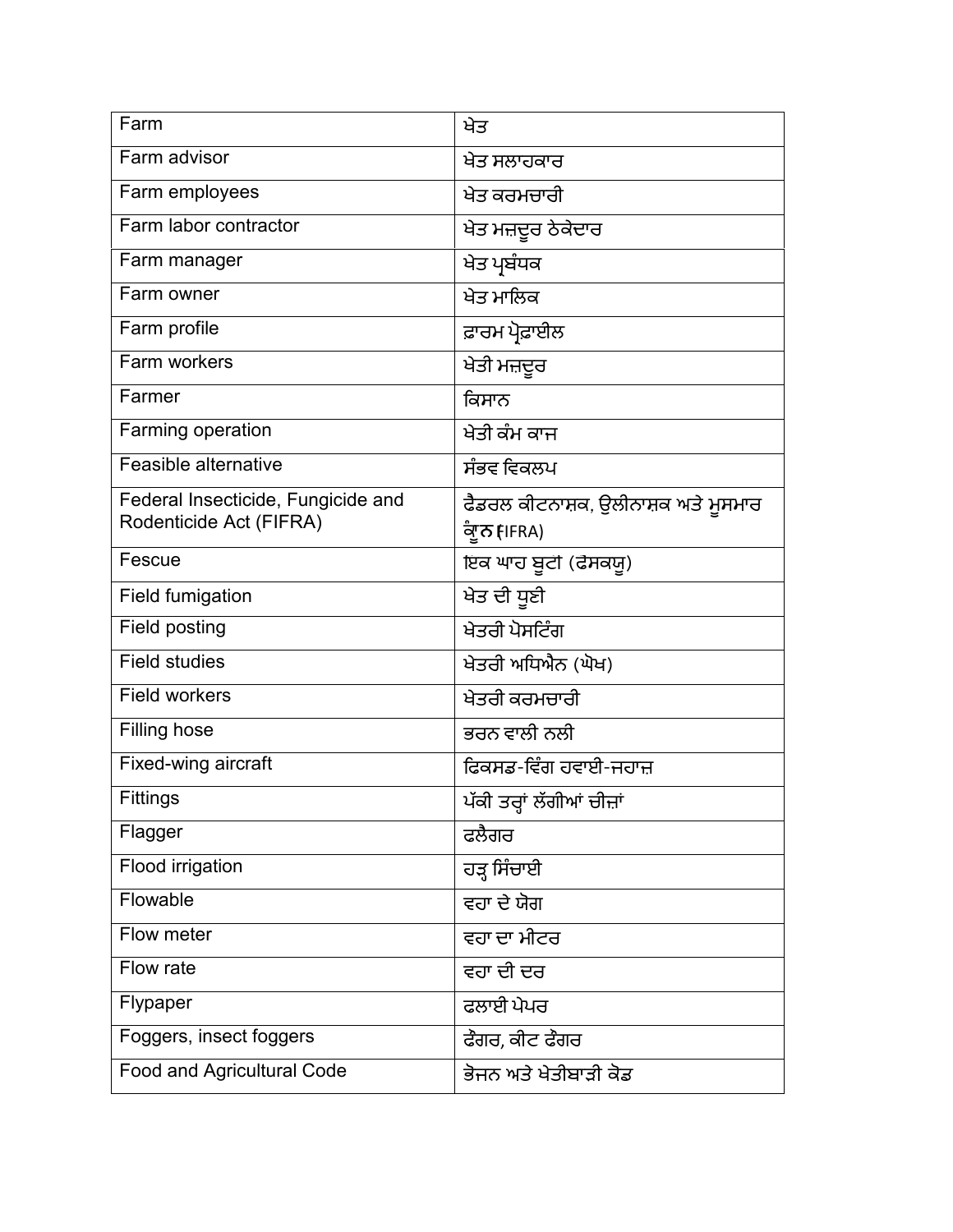| | |
|---|---|
| Farm | ਖੇਤ |
| Farm advisor | ਖੇਤ ਸਲਾਹਕਾਰ |
| Farm employees | ਖੇਤ ਕਰਮਚਾਰੀ |
| Farm labor contractor | ਖੇਤ ਮਜ਼ਦੂਰ ਠੇਕੇਦਾਰ |
| Farm manager | ਖੇਤ ਪ੍ਰਬੰਧਕ |
| Farm owner | ਖੇਤ ਮਾਲਿਕ |
| Farm profile | ਫ਼ਾਰਮ ਪ੍ਰੋਫ਼ਾਈਲ |
| Farm workers | ਖੇਤੀ ਮਜ਼ਦੂਰ |
| Farmer | ਕਿਸਾਨ |
| Farming operation | ਖੇਤੀ ਕੰਮ ਕਾਜ |
| Feasible alternative | ਸੰਭਵ ਵਿਕਲਪ |
| Federal Insecticide, Fungicide and Rodenticide Act (FIFRA) | ਫੈਡਰਲ ਕੀਟਨਾਸ਼ਕ, ਉਲੀਨਾਸ਼ਕ ਅਤੇ ਮੂਸਮਾਰ ਕਾਨੂੰਨ (FIFRA) |
| Fescue | ਇਕ ਘਾਹ ਬੂਟਾ (ਫੇਸਕਯੂ) |
| Field fumigation | ਖੇਤ ਦੀ ਧੂਣੀ |
| Field posting | ਖੇਤਰੀ ਪੋਸਟਿੰਗ |
| Field studies | ਖੇਤਰੀ ਅਧਿਐਨ (ਘੋਖ) |
| Field workers | ਖੇਤਰੀ ਕਰਮਚਾਰੀ |
| Filling hose | ਭਰਨ ਵਾਲੀ ਨਲੀ |
| Fixed-wing aircraft | ਫਿਕਸਡ-ਵਿੰਗ ਹਵਾਈ-ਜਹਾਜ਼ |
| Fittings | ਪੱਕੀ ਤਰ੍ਹਾਂ ਲੱਗੀਆਂ ਚੀਜ਼ਾਂ |
| Flagger | ਫਲੈਗਰ |
| Flood irrigation | ਹੜ੍ਹ ਸਿੰਚਾਈ |
| Flowable | ਵਹਾ ਦੇ ਯੋਗ |
| Flow meter | ਵਹਾ ਦਾ ਮੀਟਰ |
| Flow rate | ਵਹਾ ਦੀ ਦਰ |
| Flypaper | ਫਲਾਈ ਪੇਪਰ |
| Foggers, insect foggers | ਫੌਗਰ, ਕੀਟ ਫੌਗਰ |
| Food and Agricultural Code | ਭੋਜਨ ਅਤੇ ਖੇਤੀਬਾੜੀ ਕੋਡ |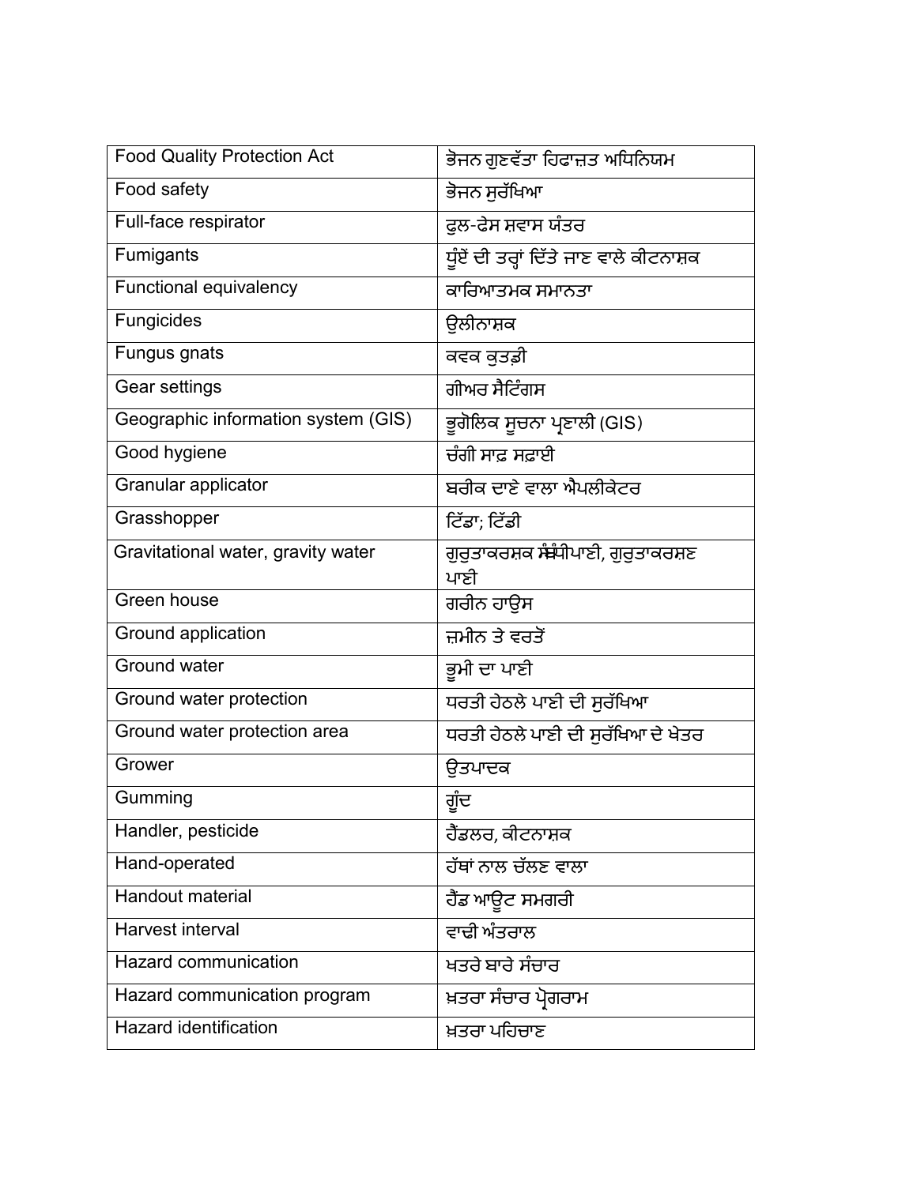| | |
|---|---|
| Food Quality Protection Act | ਭੋਜਨ ਗੁਣਵੱਤਾ ਹਿਫਾਜ਼ਤ ਅਧਿਨਿਯਮ |
| Food safety | ਭੋਜਨ ਸੁਰੱਖਿਆ |
| Full-face respirator | ਫੁਲ-ਫੇਸ ਸ਼ਵਾਸ ਯੰਤਰ |
| Fumigants | ਧੂੰਏਂ ਦੀ ਤਰ੍ਹਾਂ ਦਿੱਤੇ ਜਾਣ ਵਾਲੇ ਕੀਟਨਾਸ਼ਕ |
| Functional equivalency | ਕਾਰਿਆਤਮਕ ਸਮਾਨਤਾ |
| Fungicides | ਉਲੀਨਾਸ਼ਕ |
| Fungus gnats | ਕਵਕ ਕੁਤੜੀ |
| Gear settings | ਗੀਅਰ ਸੈਟਿੰਗਸ |
| Geographic information system (GIS) | ਭੂਗੋਲਿਕ ਸੂਚਨਾ ਪ੍ਰਣਾਲੀ (GIS) |
| Good hygiene | ਚੰਗੀ ਸਾਫ਼ ਸਫ਼ਾਈ |
| Granular applicator | ਬਰੀਕ ਦਾਣੇ ਵਾਲਾ ਐਪਲੀਕੇਟਰ |
| Grasshopper | ਟਿੱਡਾ; ਟਿੱਡੀ |
| Gravitational water, gravity water | ਗੁਰੁਤਾਕਰਸ਼ਕ ਸੰਬੰਧੀਪਾਣੀ, ਗੁਰੁਤਾਕਰਸ਼ਣ ਪਾਣੀ |
| Green house | ਗਰੀਨ ਹਾਉਸ |
| Ground application | ਜ਼ਮੀਨ ਤੇ ਵਰਤੋਂ |
| Ground water | ਭੂਮੀ ਦਾ ਪਾਣੀ |
| Ground water protection | ਧਰਤੀ ਹੇਠਲੇ ਪਾਣੀ ਦੀ ਸੁਰੱਖਿਆ |
| Ground water protection area | ਧਰਤੀ ਹੇਠਲੇ ਪਾਣੀ ਦੀ ਸੁਰੱਖਿਆ ਦੇ ਖੇਤਰ |
| Grower | ਉਤਪਾਦਕ |
| Gumming | ਗੂੰਦ |
| Handler, pesticide | ਹੈਂਡਲਰ, ਕੀਟਨਾਸ਼ਕ |
| Hand-operated | ਹੱਥਾਂ ਨਾਲ ਚੱਲਣ ਵਾਲਾ |
| Handout material | ਹੈਂਡ ਆਊਟ ਸਮਗਰੀ |
| Harvest interval | ਵਾਢੀ ਅੰਤਰਾਲ |
| Hazard communication | ਖਤਰੇ ਬਾਰੇ ਸੰਚਾਰ |
| Hazard communication program | ਖ਼ਤਰਾ ਸੰਚਾਰ ਪ੍ਰੋਗਰਾਮ |
| Hazard identification | ਖ਼ਤਰਾ ਪਹਿਚਾਣ |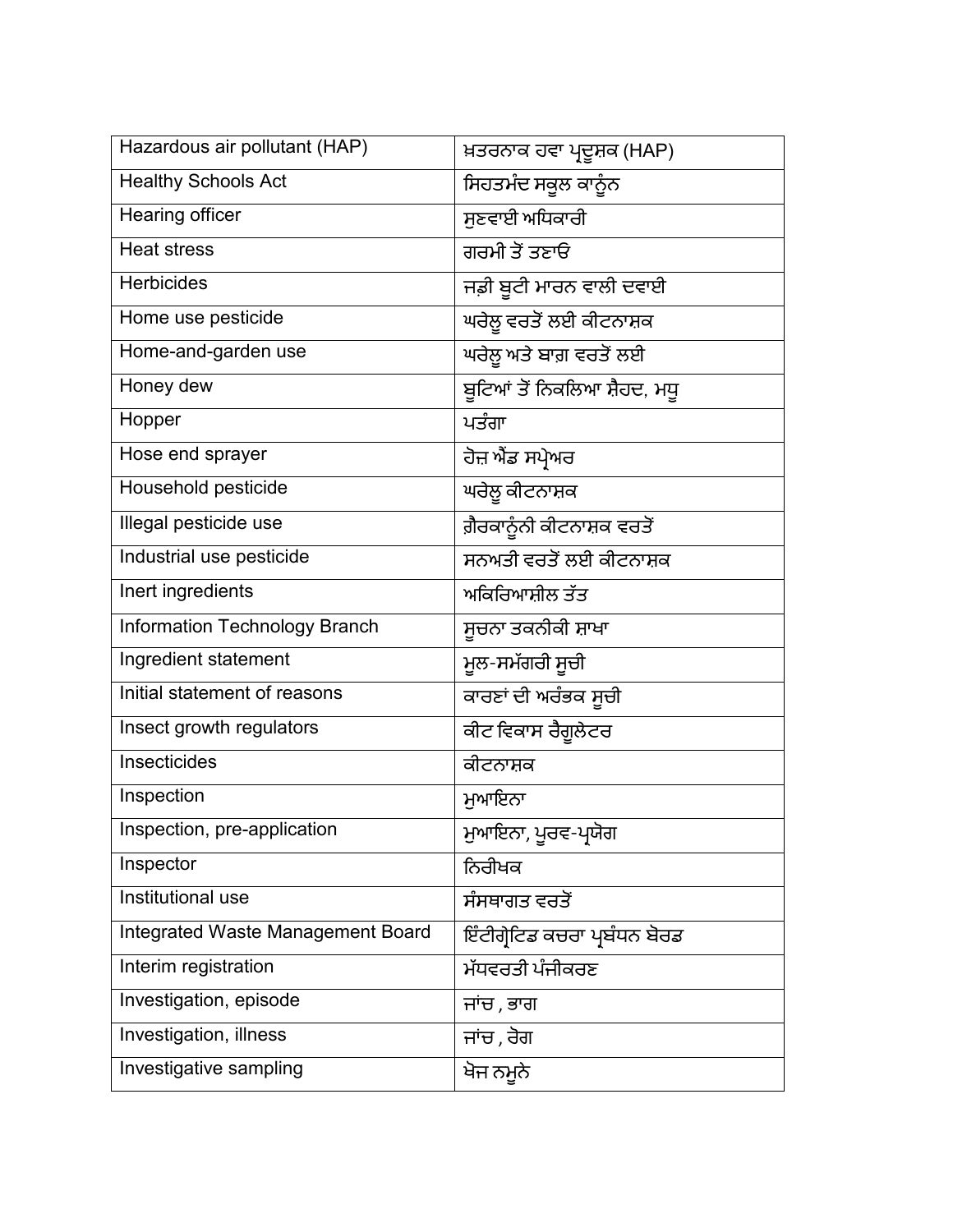| Hazardous air pollutant (HAP) | ਖ਼ਤਰਨਾਕ ਹਵਾ ਪ੍ਰਦੂਸ਼ਕ (HAP) |
|---|---|
| Healthy Schools Act | ਸਿਹਤਮੰਦ ਸਕੂਲ ਕਾਨੂੰਨ |
| Hearing officer | ਸੁਣਵਾਈ ਅਧਿਕਾਰੀ |
| Heat stress | ਗਰਮੀ ਤੋਂ ਤਣਾਓ |
| Herbicides | ਜੜ੍ਹੀ ਬੂਟੀ ਮਾਰਨ ਵਾਲੀ ਦਵਾਈ |
| Home use pesticide | ਘਰੇਲੂ ਵਰਤੋਂ ਲਈ ਕੀਟਨਾਸ਼ਕ |
| Home-and-garden use | ਘਰੇਲੂ ਅਤੇ ਬਾਗ਼ ਵਰਤੋਂ ਲਈ |
| Honey dew | ਬੂਟਿਆਂ ਤੋਂ ਨਿਕਲਿਆ ਸ਼ੈਹਦ, ਮਧੂ |
| Hopper | ਪਤੰਗਾ |
| Hose end sprayer | ਹੋਜ਼ ਐਂਡ ਸਪ੍ਰੇਅਰ |
| Household pesticide | ਘਰੇਲੂ ਕੀਟਨਾਸ਼ਕ |
| Illegal pesticide use | ਗ਼ੈਰਕਾਨੂੰਨੀ ਕੀਟਨਾਸ਼ਕ ਵਰਤੋਂ |
| Industrial use pesticide | ਸਨਅਤੀ ਵਰਤੋਂ ਲਈ ਕੀਟਨਾਸ਼ਕ |
| Inert ingredients | ਅਕਿਰਿਆਸ਼ੀਲ ਤੱਤ |
| Information Technology Branch | ਸੂਚਨਾ ਤਕਨੀਕੀ ਸ਼ਾਖਾ |
| Ingredient statement | ਮੂਲ-ਸਮੱਗਰੀ ਸੂਚੀ |
| Initial statement of reasons | ਕਾਰਣਾਂ ਦੀ ਅਰੰਭਕ ਸੂਚੀ |
| Insect growth regulators | ਕੀਟ ਵਿਕਾਸ ਰੈਗੂਲੇਟਰ |
| Insecticides | ਕੀਟਨਾਸ਼ਕ |
| Inspection | ਮੁਆਇਨਾ |
| Inspection, pre-application | ਮੁਆਇਨਾ, ਪੂਰਵ-ਪ੍ਰਯੋਗ |
| Inspector | ਨਿਰੀਖਕ |
| Institutional use | ਸੰਸਥਾਗਤ ਵਰਤੋਂ |
| Integrated Waste Management Board | ਇੰਟੀਗ੍ਰੇਟਿਡ ਕਚਰਾ ਪ੍ਰਬੰਧਨ ਬੋਰਡ |
| Interim registration | ਮੱਧਵਰਤੀ ਪੰਜੀਕਰਣ |
| Investigation, episode | ਜਾਂਚ , ਭਾਗ |
| Investigation, illness | ਜਾਂਚ , ਰੋਗ |
| Investigative sampling | ਖੋਜ ਨਮੂਨੇ |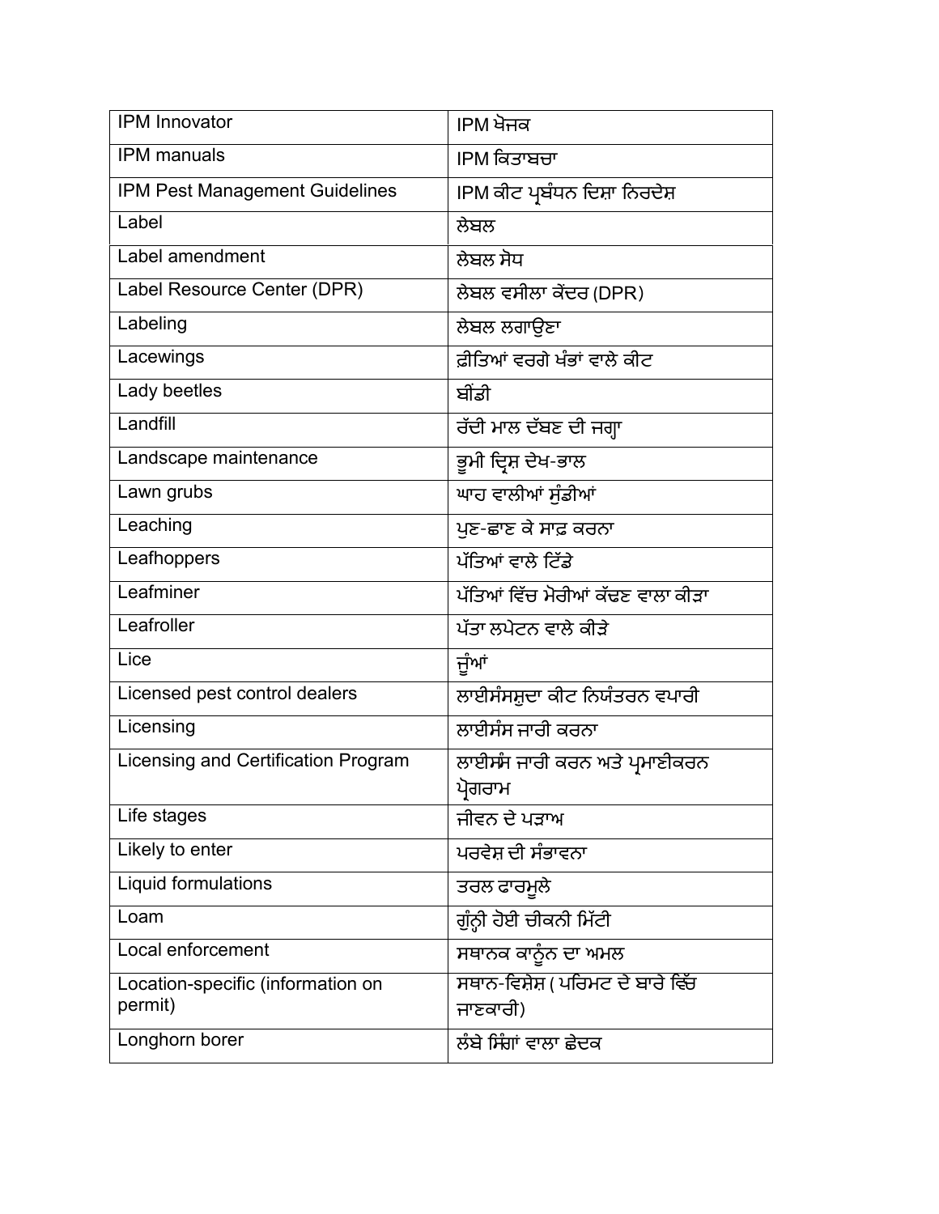| | |
|---|---|
| IPM Innovator | IPM ਖੋਜਕ |
| IPM manuals | IPM ਕਿਤਾਬਚਾ |
| IPM Pest Management Guidelines | IPM ਕੀਟ ਪ੍ਰਬੰਧਨ ਦਿਸ਼ਾ ਨਿਰਦੇਸ਼ |
| Label | ਲੇਬਲ |
| Label amendment | ਲੇਬਲ ਸੋਧ |
| Label Resource Center (DPR) | ਲੇਬਲ ਵਸੀਲਾ ਕੇਂਦਰ (DPR) |
| Labeling | ਲੇਬਲ ਲਗਾਉਣਾ |
| Lacewings | ਫ਼ੀਤਿਆਂ ਵਰਗੇ ਖੰਭਾਂ ਵਾਲੇ ਕੀਟ |
| Lady beetles | ਬੀਂਡੀ |
| Landfill | ਰੱਦੀ ਮਾਲ ਦੱਬਣ ਦੀ ਜਗ੍ਹਾ |
| Landscape maintenance | ਭੂਮੀ ਦ੍ਰਿਸ਼ ਦੇਖ-ਭਾਲ |
| Lawn grubs | ਘਾਹ ਵਾਲੀਆਂ ਸੁੰਡੀਆਂ |
| Leaching | ਪੁਣ-ਛਾਣ ਕੇ ਸਾਫ਼ ਕਰਨਾ |
| Leafhoppers | ਪੱਤਿਆਂ ਵਾਲੇ ਟਿੱਡੇ |
| Leafminer | ਪੱਤਿਆਂ ਵਿੱਚ ਮੋਰੀਆਂ ਕੱਢਣ ਵਾਲਾ ਕੀੜਾ |
| Leafroller | ਪੱਤਾ ਲਪੇਟਨ ਵਾਲੇ ਕੀੜੇ |
| Lice | ਜੂੰਆਂ |
| Licensed pest control dealers | ਲਾਈਸੰਸਸ਼ੁਦਾ ਕੀਟ ਨਿਯੰਤਰਨ ਵਪਾਰੀ |
| Licensing | ਲਾਈਸੰਸ ਜਾਰੀ ਕਰਨਾ |
| Licensing and Certification Program | ਲਾਈਸੰਸ ਜਾਰੀ ਕਰਨ ਅਤੇ ਪ੍ਰਮਾਣੀਕਰਨ ਪ੍ਰੋਗਰਾਮ |
| Life stages | ਜੀਵਨ ਦੇ ਪੜਾਅ |
| Likely to enter | ਪਰਵੇਸ਼ ਦੀ ਸੰਭਾਵਨਾ |
| Liquid formulations | ਤਰਲ ਫਾਰਮੂਲੇ |
| Loam | ਗੁੰਨ੍ਹੀ ਹੋਈ ਚੀਕਨੀ ਮਿੱਟੀ |
| Local enforcement | ਸਥਾਨਕ ਕਾਨੂੰਨ ਦਾ ਅਮਲ |
| Location-specific (information on permit) | ਸਥਾਨ-ਵਿਸ਼ੇਸ਼ ( ਪਰਿਮਟ ਦੇ ਬਾਰੇ ਵਿੱਚ ਜਾਣਕਾਰੀ) |
| Longhorn borer | ਲੰਬੇ ਸਿੰਗਾਂ ਵਾਲਾ ਛੇਦਕ |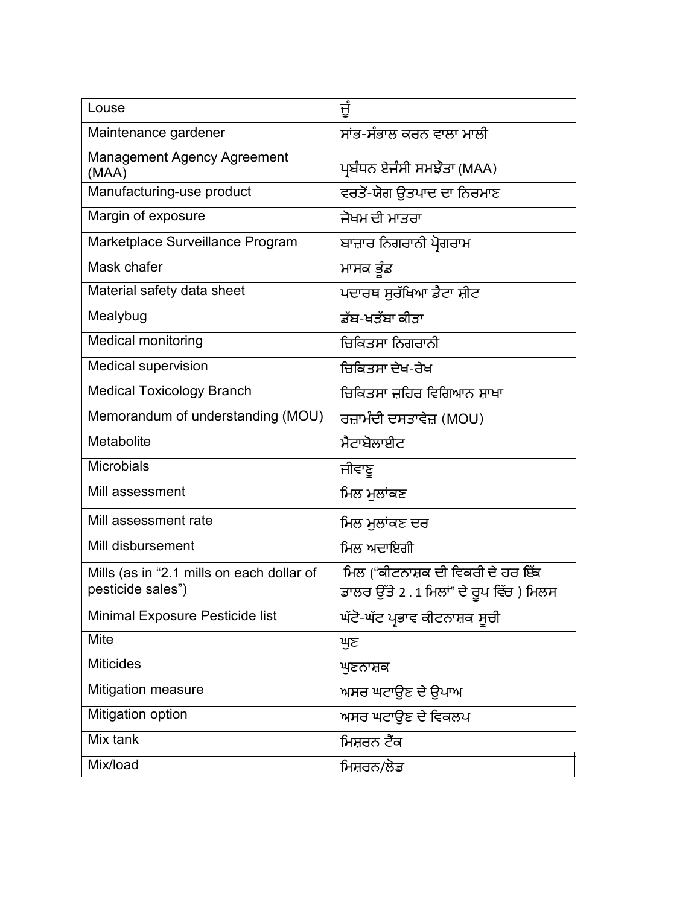| | |
|---|---|
| Louse | ਜੂੰ |
| Maintenance gardener | ਸਾਂਭ-ਸੰਭਾਲ ਕਰਨ ਵਾਲਾ ਮਾਲੀ |
| Management Agency Agreement (MAA) | ਪ੍ਰਬੰਧਨ ਏਜੰਸੀ ਸਮਝੌਤਾ (MAA) |
| Manufacturing-use product | ਵਰਤੋਂ-ਯੋਗ ਉਤਪਾਦ ਦਾ ਨਿਰਮਾਣ |
| Margin of exposure | ਜੋਖਮ ਦੀ ਮਾਤਰਾ |
| Marketplace Surveillance Program | ਬਾਜ਼ਾਰ ਨਿਗਰਾਨੀ ਪ੍ਰੋਗਰਾਮ |
| Mask chafer | ਮਾਸਕ ਭੂੰਡ |
| Material safety data sheet | ਪਦਾਰਥ ਸੁਰੱਖਿਆ ਡੈਟਾ ਸ਼ੀਟ |
| Mealybug | ਡੱਬ-ਖੜੱਬਾ ਕੀੜਾ |
| Medical monitoring | ਚਿਕਿਤਸਾ ਨਿਗਰਾਨੀ |
| Medical supervision | ਚਿਕਿਤਸਾ ਦੇਖ-ਰੇਖ |
| Medical Toxicology Branch | ਚਿਕਿਤਸਾ ਜ਼ਹਿਰ ਵਿਗਿਆਨ ਸ਼ਾਖਾ |
| Memorandum of understanding (MOU) | ਰਜ਼ਾਮੰਦੀ ਦਸਤਾਵੇਜ਼ (MOU) |
| Metabolite | ਮੈਟਾਬੋਲਾਈਟ |
| Microbials | ਜੀਵਾਣੂ |
| Mill assessment | ਮਿਲ ਮੁਲਾਂਕਣ |
| Mill assessment rate | ਮਿਲ ਮੁਲਾਂਕਣ ਦਰ |
| Mill disbursement | ਮਿਲ ਅਦਾਇਗੀ |
| Mills (as in "2.1 mills on each dollar of pesticide sales") | ਮਿਲ ("ਕੀਟਨਾਸ਼ਕ ਦੀ ਵਿਕਰੀ ਦੇ ਹਰ ਇੱਕ ਡਾਲਰ ਉੱਤੇ 2 . 1 ਮਿਲਾਂ" ਦੇ ਰੂਪ ਵਿੱਚ ) ਮਿਲਸ |
| Minimal Exposure Pesticide list | ਘੱਟੋ-ਘੱਟ ਪ੍ਰਭਾਵ ਕੀਟਨਾਸ਼ਕ ਸੂਚੀ |
| Mite | ਘੁਣ |
| Miticides | ਘੁਣਨਾਸ਼ਕ |
| Mitigation measure | ਅਸਰ ਘਟਾਉਣ ਦੇ ਉਪਾਅ |
| Mitigation option | ਅਸਰ ਘਟਾਉਣ ਦੇ ਵਿਕਲਪ |
| Mix tank | ਮਿਸ਼ਰਨ ਟੈਂਕ |
| Mix/load | ਮਿਸ਼ਰਨ/ਲੋਡ |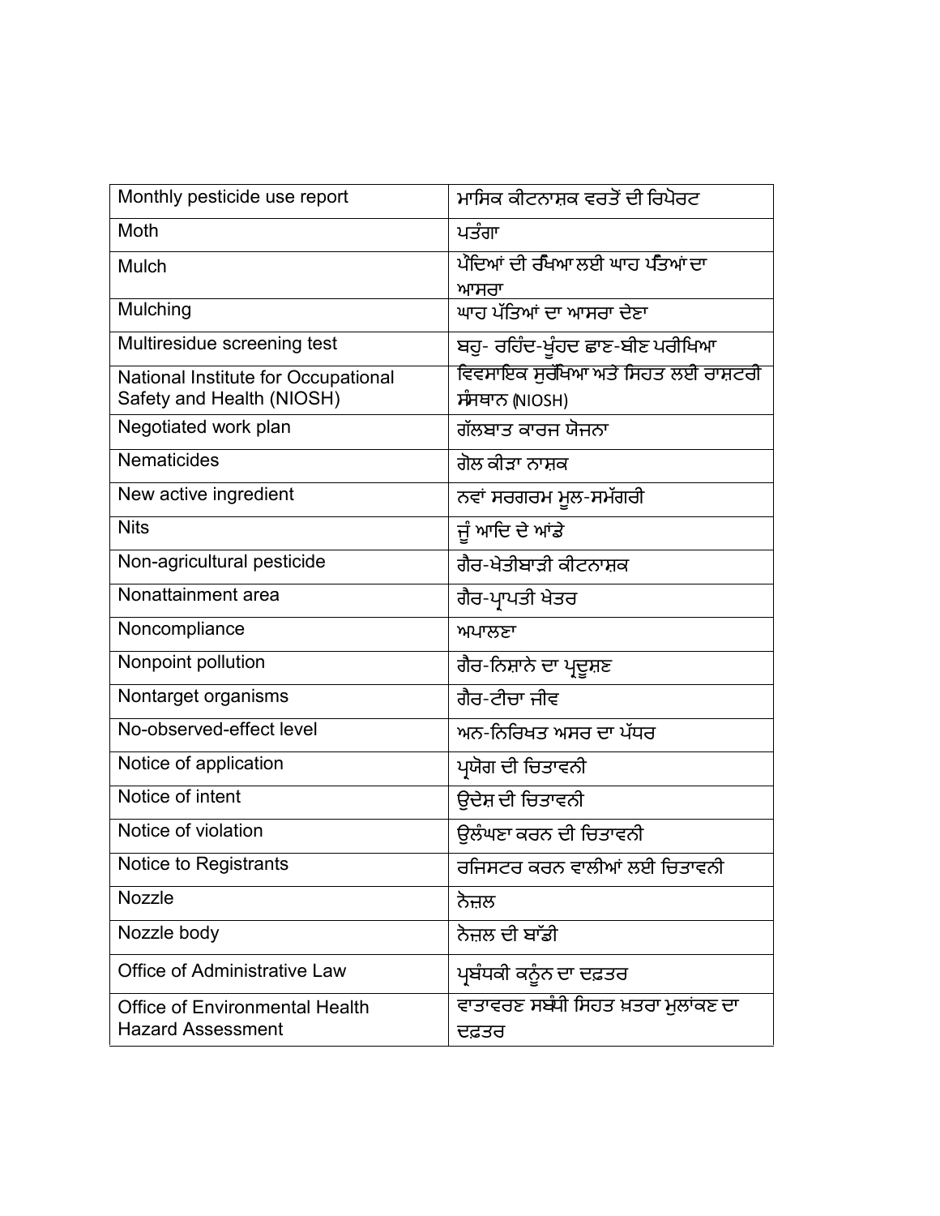| | |
|---|---|
| Monthly pesticide use report | ਮਾਸਿਕ ਕੀਟਨਾਸ਼ਕ ਵਰਤੋਂ ਦੀ ਰਿਪੋਰਟ |
| Moth | ਪਤੰਗਾ |
| Mulch | ਪੌਦਿਆਂ ਦੀ ਰੱਖਿਆ ਲਈ ਘਾਹ ਪੱਤਿਆਂ ਦਾ ਆਸਰਾ |
| Mulching | ਘਾਹ ਪੱਤਿਆਂ ਦਾ ਆਸਰਾ ਦੇਣਾ |
| Multiresidue screening test | ਬਹੁ- ਰਹਿੰਦ-ਖੂੰਹਦ ਛਾਣ-ਬੀਣ ਪਰੀਖਿਆ |
| National Institute for Occupational Safety and Health (NIOSH) | ਵਿਵਸਾਇਕ ਸੁਰੱਖਿਆ ਅਤੇ ਸਿਹਤ ਲਈ ਰਾਸ਼ਟਰੀ ਸੰਸਥਾਨ (NIOSH) |
| Negotiated work plan | ਗੱਲਬਾਤ ਕਾਰਜ ਯੋਜਨਾ |
| Nematicides | ਗੋਲ ਕੀੜਾ ਨਾਸ਼ਕ |
| New active ingredient | ਨਵਾਂ ਸਰਗਰਮ ਮੂਲ-ਸਮੱਗਰੀ |
| Nits | ਜੂੰ ਆਦਿ ਦੇ ਆਂਡੇ |
| Non-agricultural pesticide | ਗੈਰ-ਖੇਤੀਬਾੜੀ ਕੀਟਨਾਸ਼ਕ |
| Nonattainment area | ਗੈਰ-ਪ੍ਰਾਪਤੀ ਖੇਤਰ |
| Noncompliance | ਅਪਾਲਣਾ |
| Nonpoint pollution | ਗੈਰ-ਨਿਸ਼ਾਨੇ ਦਾ ਪ੍ਰਦੂਸ਼ਣ |
| Nontarget organisms | ਗੈਰ-ਟੀਚਾ ਜੀਵ |
| No-observed-effect level | ਅਨ-ਨਿਰਿਖਤ ਅਸਰ ਦਾ ਪੱਧਰ |
| Notice of application | ਪ੍ਰਯੋਗ ਦੀ ਚਿਤਾਵਨੀ |
| Notice of intent | ਉਦੇਸ਼ ਦੀ ਚਿਤਾਵਨੀ |
| Notice of violation | ਉਲੰਘਣਾ ਕਰਨ ਦੀ ਚਿਤਾਵਨੀ |
| Notice to Registrants | ਰਜਿਸਟਰ ਕਰਨ ਵਾਲੀਆਂ ਲਈ ਚਿਤਾਵਨੀ |
| Nozzle | ਨੋਜ਼ਲ |
| Nozzle body | ਨੋਜ਼ਲ ਦੀ ਬਾੱਡੀ |
| Office of Administrative Law | ਪ੍ਰਬੰਧਕੀ ਕਨੂੰਨ ਦਾ ਦਫ਼ਤਰ |
| Office of Environmental Health Hazard Assessment | ਵਾਤਾਵਰਣ ਸਬੰਧੀ ਸਿਹਤ ਖ਼ਤਰਾ ਮੁਲਾਂਕਣ ਦਾ ਦਫ਼ਤਰ |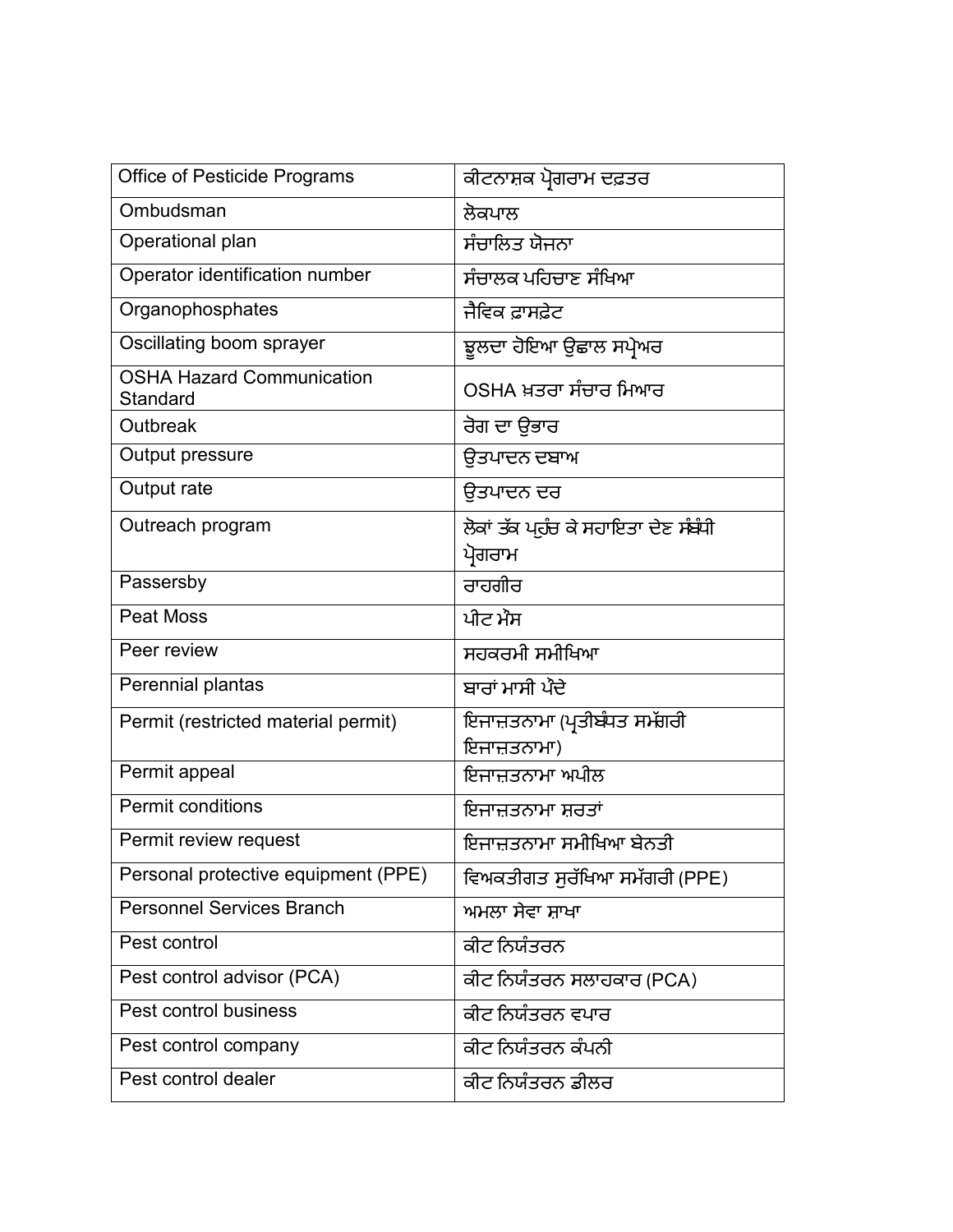| | |
|---|---|
| Office of Pesticide Programs | ਕੀਟਨਾਸ਼ਕ ਪ੍ਰੋਗਰਾਮ ਦਫ਼ਤਰ |
| Ombudsman | ਲੋਕਪਾਲ |
| Operational plan | ਸੰਚਾਲਿਤ ਯੋਜਨਾ |
| Operator identification number | ਸੰਚਾਲਕ ਪਹਿਚਾਣ ਸੰਖਿਆ |
| Organophosphates | ਜੈਵਿਕ ਫ਼ਾਸਫ਼ੇਟ |
| Oscillating boom sprayer | ਝੂਲਦਾ ਹੋਇਆ ਉਛਾਲ ਸਪ੍ਰੇਅਰ |
| OSHA Hazard Communication Standard | OSHA ਖ਼ਤਰਾ ਸੰਚਾਰ ਮਿਆਰ |
| Outbreak | ਰੋਗ ਦਾ ਉਭਾਰ |
| Output pressure | ਉਤਪਾਦਨ ਦਬਾਅ |
| Output rate | ਉਤਪਾਦਨ ਦਰ |
| Outreach program | ਲੋਕਾਂ ਤੱਕ ਪਹੁੰਚ ਕੇ ਸਹਾਇਤਾ ਦੇਣ ਸੰਬੰਧੀ ਪ੍ਰੋਗਰਾਮ |
| Passersby | ਰਾਹਗੀਰ |
| Peat Moss | ਪੀਟ ਮੌਸ |
| Peer review | ਸਹਕਰਮੀ ਸਮੀਖਿਆ |
| Perennial plantas | ਬਾਰਾਂ ਮਾਸੀ ਪੌਦੇ |
| Permit (restricted material permit) | ਇਜਾਜ਼ਤਨਾਮਾ (ਪ੍ਰਤੀਬੰਧਤ ਸਮੱਗਰੀ ਇਜਾਜ਼ਤਨਾਮਾ) |
| Permit appeal | ਇਜਾਜ਼ਤਨਾਮਾ ਅਪੀਲ |
| Permit conditions | ਇਜਾਜ਼ਤਨਾਮਾ ਸ਼ਰਤਾਂ |
| Permit review request | ਇਜਾਜ਼ਤਨਾਮਾ ਸਮੀਖਿਆ ਬੇਨਤੀ |
| Personal protective equipment (PPE) | ਵਿਅਕਤੀਗਤ ਸੁਰੱਖਿਆ ਸਮੱਗਰੀ (PPE) |
| Personnel Services Branch | ਅਮਲਾ ਸੇਵਾ ਸ਼ਾਖਾ |
| Pest control | ਕੀਟ ਨਿਯੰਤਰਨ |
| Pest control advisor (PCA) | ਕੀਟ ਨਿਯੰਤਰਨ ਸਲਾਹਕਾਰ (PCA) |
| Pest control business | ਕੀਟ ਨਿਯੰਤਰਨ ਵਪਾਰ |
| Pest control company | ਕੀਟ ਨਿਯੰਤਰਨ ਕੰਪਨੀ |
| Pest control dealer | ਕੀਟ ਨਿਯੰਤਰਨ ਡੀਲਰ |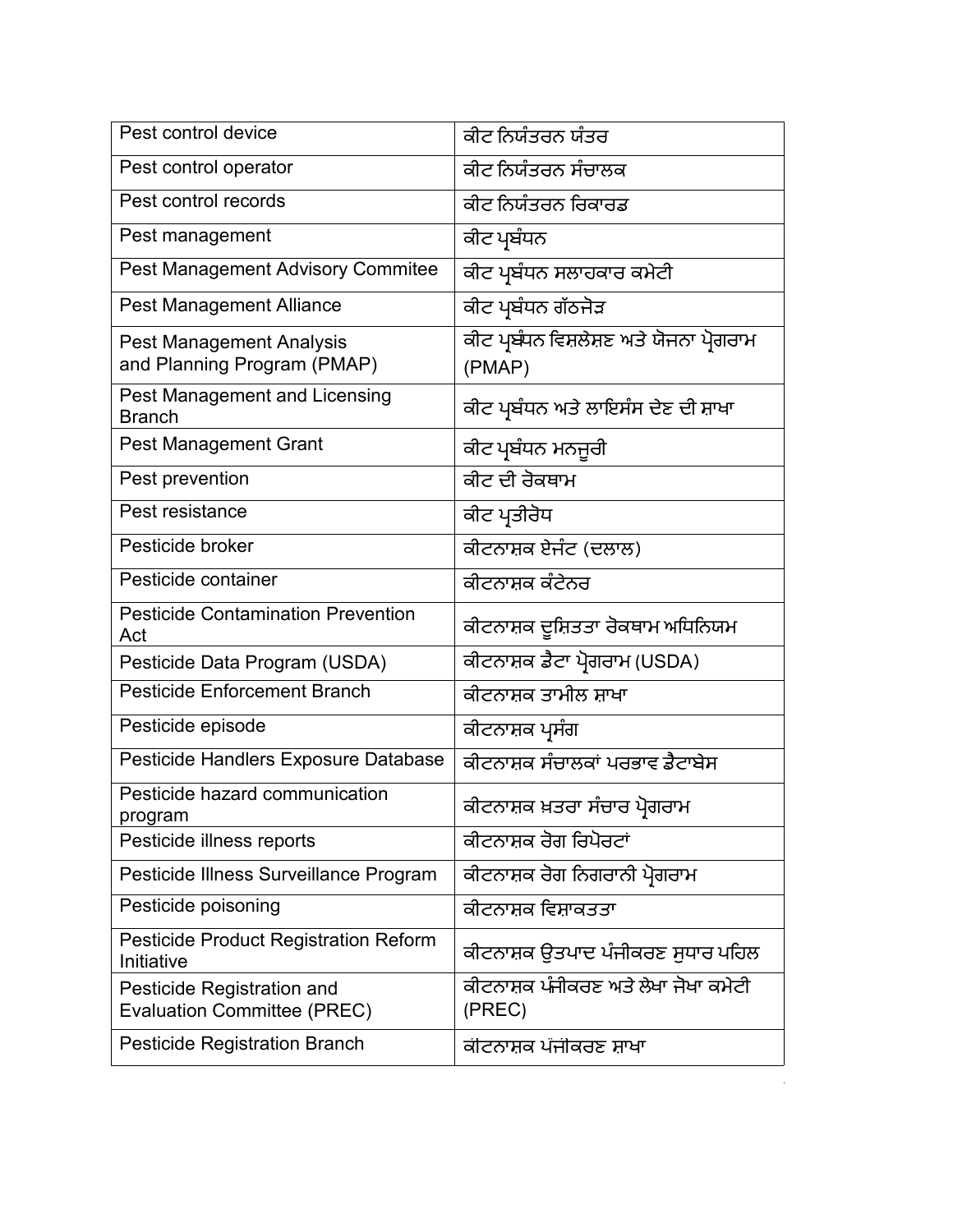| Pest control device | ਕੀਟ ਨਿਯੰਤਰਨ ਯੰਤਰ |
|---|---|
| Pest control operator | ਕੀਟ ਨਿਯੰਤਰਨ ਸੰਚਾਲਕ |
| Pest control records | ਕੀਟ ਨਿਯੰਤਰਨ ਰਿਕਾਰਡ |
| Pest management | ਕੀਟ ਪ੍ਰਬੰਧਨ |
| Pest Management Advisory Commitee | ਕੀਟ ਪ੍ਰਬੰਧਨ ਸਲਾਹਕਾਰ ਕਮੇਟੀ |
| Pest Management Alliance | ਕੀਟ ਪ੍ਰਬੰਧਨ ਗੱਠਜੋੜ |
| Pest Management Analysis and Planning Program (PMAP) | ਕੀਟ ਪ੍ਰਬੰਧਨ ਵਿਸ਼ਲੇਸ਼ਣ ਅਤੇ ਯੋਜਨਾ ਪ੍ਰੋਗਰਾਮ (PMAP) |
| Pest Management and Licensing Branch | ਕੀਟ ਪ੍ਰਬੰਧਨ ਅਤੇ ਲਾਇਸੰਸ ਦੇਣ ਦੀ ਸ਼ਾਖਾ |
| Pest Management Grant | ਕੀਟ ਪ੍ਰਬੰਧਨ ਮਨਜ਼ੂਰੀ |
| Pest prevention | ਕੀਟ ਦੀ ਰੋਕਥਾਮ |
| Pest resistance | ਕੀਟ ਪ੍ਰਤੀਰੋਧ |
| Pesticide broker | ਕੀਟਨਾਸ਼ਕ ਏਜੰਟ (ਦਲਾਲ) |
| Pesticide container | ਕੀਟਨਾਸ਼ਕ ਕੰਟੇਨਰ |
| Pesticide Contamination Prevention Act | ਕੀਟਨਾਸ਼ਕ ਦੂਸ਼ਿਤਤਾ ਰੋਕਥਾਮ ਅਧਿਨਿਯਮ |
| Pesticide Data Program (USDA) | ਕੀਟਨਾਸ਼ਕ ਡੈਟਾ ਪ੍ਰੋਗਰਾਮ (USDA) |
| Pesticide Enforcement Branch | ਕੀਟਨਾਸ਼ਕ ਤਾਮੀਲ ਸ਼ਾਖਾ |
| Pesticide episode | ਕੀਟਨਾਸ਼ਕ ਪ੍ਰਸੰਗ |
| Pesticide Handlers Exposure Database | ਕੀਟਨਾਸ਼ਕ ਸੰਚਾਲਕਾਂ ਪਰਭਾਵ ਡੈਟਾਬੇਸ |
| Pesticide hazard communication program | ਕੀਟਨਾਸ਼ਕ ਖ਼ਤਰਾ ਸੰਚਾਰ ਪ੍ਰੋਗਰਾਮ |
| Pesticide illness reports | ਕੀਟਨਾਸ਼ਕ ਰੋਗ ਰਿਪੋਰਟਾਂ |
| Pesticide Illness Surveillance Program | ਕੀਟਨਾਸ਼ਕ ਰੋਗ ਨਿਗਰਾਨੀ ਪ੍ਰੋਗਰਾਮ |
| Pesticide poisoning | ਕੀਟਨਾਸ਼ਕ ਵਿਸ਼ਾਕਤਤਾ |
| Pesticide Product Registration Reform Initiative | ਕੀਟਨਾਸ਼ਕ ਉਤਪਾਦ ਪੰਜੀਕਰਣ ਸੁਧਾਰ ਪਹਿਲ |
| Pesticide Registration and Evaluation Committee (PREC) | ਕੀਟਨਾਸ਼ਕ ਪੰਜੀਕਰਣ ਅਤੇ ਲੇਖਾ ਜੋਖਾ ਕਮੇਟੀ (PREC) |
| Pesticide Registration Branch | ਕੀਟਨਾਸ਼ਕ ਪੰਜੀਕਰਣ ਸ਼ਾਖਾ |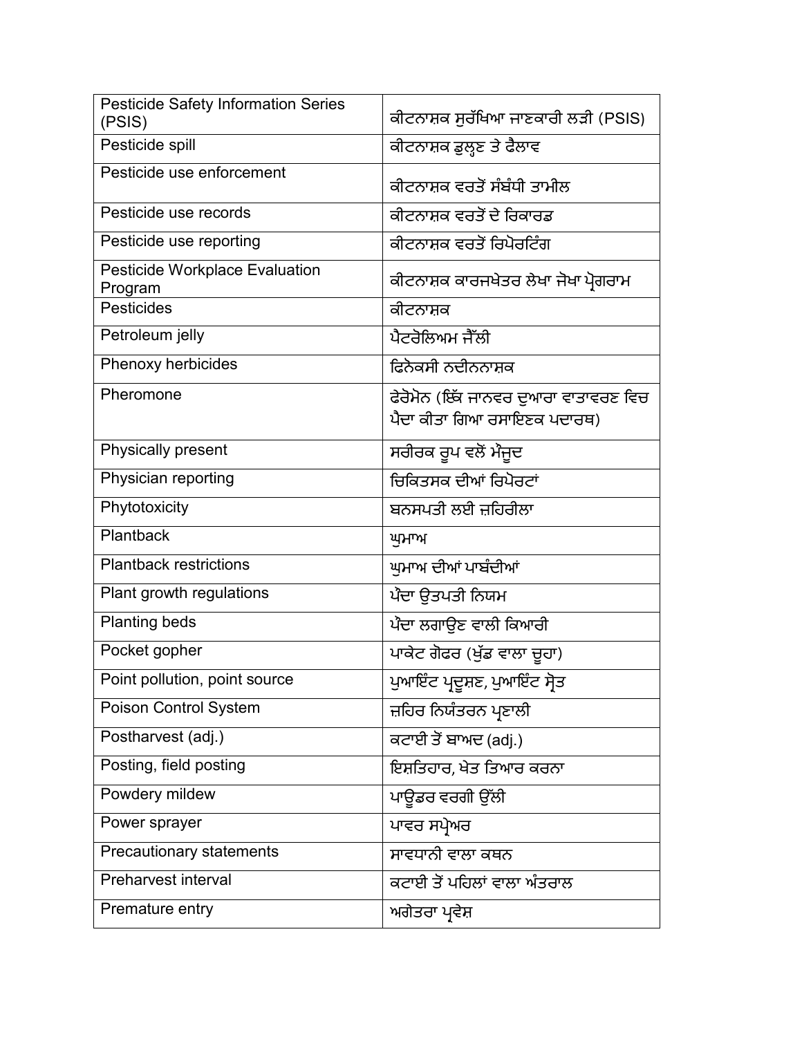| | |
|---|---|
| Pesticide Safety Information Series (PSIS) | ਕੀਟਨਾਸ਼ਕ ਸੁਰੱਖਿਆ ਜਾਣਕਾਰੀ ਲੜੀ (PSIS) |
| Pesticide spill | ਕੀਟਨਾਸ਼ਕ ਡੁਲ੍ਹਣ ਤੇ ਫੈਲਾਵ |
| Pesticide use enforcement | ਕੀਟਨਾਸ਼ਕ ਵਰਤੋਂ ਸੰਬੰਧੀ ਤਾਮੀਲ |
| Pesticide use records | ਕੀਟਨਾਸ਼ਕ ਵਰਤੋਂ ਦੇ ਰਿਕਾਰਡ |
| Pesticide use reporting | ਕੀਟਨਾਸ਼ਕ ਵਰਤੋਂ ਰਿਪੋਰਟਿੰਗ |
| Pesticide Workplace Evaluation Program | ਕੀਟਨਾਸ਼ਕ ਕਾਰਜਖੇਤਰ ਲੇਖਾ ਜੋਖਾ ਪ੍ਰੋਗਰਾਮ |
| Pesticides | ਕੀਟਨਾਸ਼ਕ |
| Petroleum jelly | ਪੈਟਰੋਲਿਅਮ ਜੈੱਲੀ |
| Phenoxy herbicides | ਫਿਨੋਕਸੀ ਨਦੀਨਨਾਸ਼ਕ |
| Pheromone | ਫੇਰੋਮੋਨ (ਇੱਕ ਜਾਨਵਰ ਦੁਆਰਾ ਵਾਤਾਵਰਣ ਵਿਚ ਪੈਦਾ ਕੀਤਾ ਗਿਆ ਰਸਾਇਣਕ ਪਦਾਰਥ) |
| Physically present | ਸਰੀਰਕ ਰੂਪ ਵਲੋਂ ਮੌਜੂਦ |
| Physician reporting | ਚਿਕਿਤਸਕ ਦੀਆਂ ਰਿਪੋਰਟਾਂ |
| Phytotoxicity | ਬਨਸਪਤੀ ਲਈ ਜ਼ਹਿਰੀਲਾ |
| Plantback | ਘੁਮਾਅ |
| Plantback restrictions | ਘੁਮਾਅ ਦੀਆਂ ਪਾਬੰਦੀਆਂ |
| Plant growth regulations | ਪੌਦਾ ਉਤਪਤੀ ਨਿਯਮ |
| Planting beds | ਪੌਦਾ ਲਗਾਉਣ ਵਾਲੀ ਕਿਆਰੀ |
| Pocket gopher | ਪਾਕੇਟ ਗੋਫਰ (ਖੁੱਡ ਵਾਲਾ ਚੂਹਾ) |
| Point pollution, point source | ਪੁਆਇੰਟ ਪ੍ਰਦੂਸ਼ਣ, ਪੁਆਇੰਟ ਸ੍ਰੋਤ |
| Poison Control System | ਜ਼ਹਿਰ ਨਿਯੰਤਰਨ ਪ੍ਰਣਾਲੀ |
| Postharvest (adj.) | ਕਟਾਈ ਤੋਂ ਬਾਅਦ (adj.) |
| Posting, field posting | ਇਸ਼ਤਿਹਾਰ, ਖੇਤ ਤਿਆਰ ਕਰਨਾ |
| Powdery mildew | ਪਾਊਡਰ ਵਰਗੀ ਉੱਲੀ |
| Power sprayer | ਪਾਵਰ ਸਪ੍ਰੇਅਰ |
| Precautionary statements | ਸਾਵਧਾਨੀ ਵਾਲਾ ਕਥਨ |
| Preharvest interval | ਕਟਾਈ ਤੋਂ ਪਹਿਲਾਂ ਵਾਲਾ ਅੰਤਰਾਲ |
| Premature entry | ਅਗੇਤਰਾ ਪ੍ਰਵੇਸ਼ |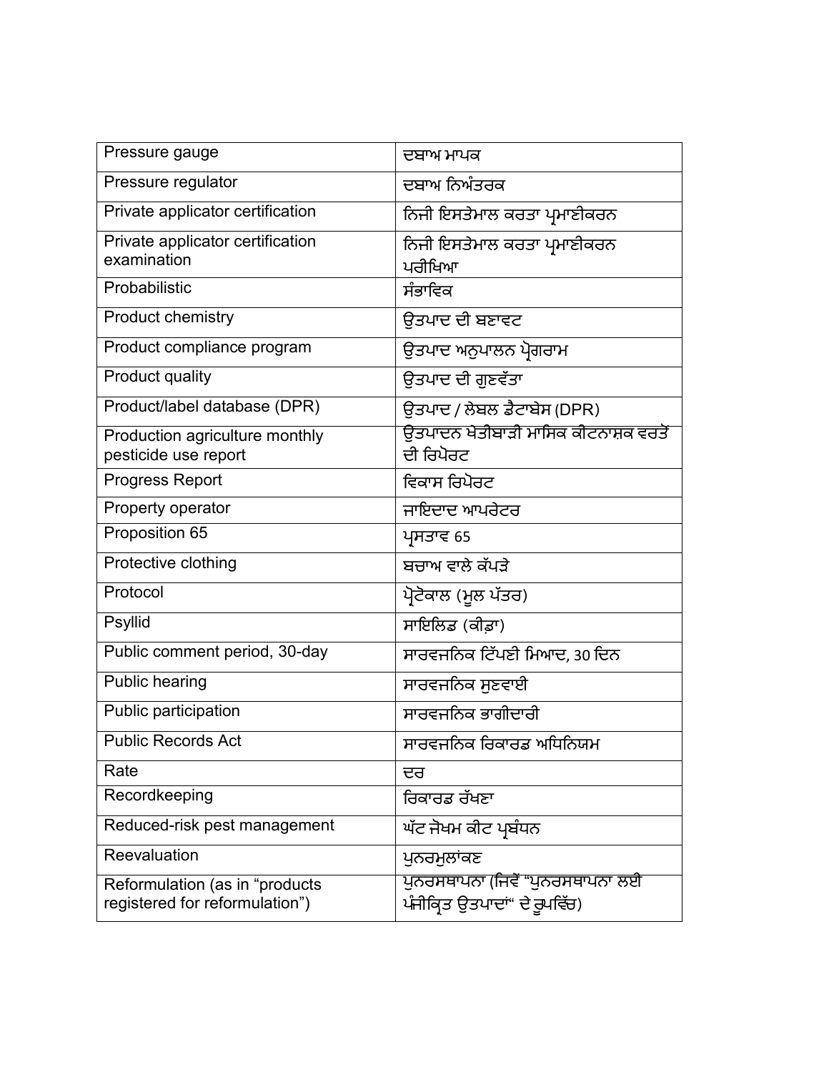| | |
|---|---|
| Pressure gauge | ਦਬਾਅ ਮਾਪਕ |
| Pressure regulator | ਦਬਾਅ ਨਿਅੰਤਰਕ |
| Private applicator certification | ਨਿਜੀ ਇਸਤੇਮਾਲ ਕਰਤਾ ਪ੍ਰਮਾਣੀਕਰਨ |
| Private applicator certification examination | ਨਿਜੀ ਇਸਤੇਮਾਲ ਕਰਤਾ ਪ੍ਰਮਾਣੀਕਰਨ ਪਰੀਖਿਆ |
| Probabilistic | ਸੰਭਾਵਿਕ |
| Product chemistry | ਉਤਪਾਦ ਦੀ ਬਣਾਵਟ |
| Product compliance program | ਉਤਪਾਦ ਅਨੁਪਾਲਨ ਪ੍ਰੋਗਰਾਮ |
| Product quality | ਉਤਪਾਦ ਦੀ ਗੁਣਵੱਤਾ |
| Product/label database (DPR) | ਉਤਪਾਦ / ਲੇਬਲ ਡੈਟਾਬੇਸ (DPR) |
| Production agriculture monthly pesticide use report | ਉਤਪਾਦਨ ਖੇਤੀਬਾੜੀ ਮਾਸਿਕ ਕੀਟਨਾਸ਼ਕ ਵਰਤੋਂ ਦੀ ਰਿਪੋਰਟ |
| Progress Report | ਵਿਕਾਸ ਰਿਪੋਰਟ |
| Property operator | ਜਾਇਦਾਦ ਆਪਰੇਟਰ |
| Proposition 65 | ਪ੍ਰਸਤਾਵ 65 |
| Protective clothing | ਬਚਾਅ ਵਾਲੇ ਕੱਪੜੇ |
| Protocol | ਪ੍ਰੋਟੋਕਾਲ (ਮੂਲ ਪੱਤਰ) |
| Psyllid | ਸਾਇਲਿਡ (ਕੀੜਾ) |
| Public comment period, 30-day | ਸਾਰਵਜਨਿਕ ਟਿੱਪਣੀ ਮਿਆਦ, 30 ਦਿਨ |
| Public hearing | ਸਾਰਵਜਨਿਕ ਸੁਣਵਾਈ |
| Public participation | ਸਾਰਵਜਨਿਕ ਭਾਗੀਦਾਰੀ |
| Public Records Act | ਸਾਰਵਜਨਿਕ ਰਿਕਾਰਡ ਅਧਿਨਿਯਮ |
| Rate | ਦਰ |
| Recordkeeping | ਰਿਕਾਰਡ ਰੱਖਣਾ |
| Reduced-risk pest management | ਘੱਟ ਜੋਖਮ ਕੀਟ ਪ੍ਰਬੰਧਨ |
| Reevaluation | ਪੁਨਰਮੁਲਾਂਕਣ |
| Reformulation (as in “products registered for reformulation”) | ਪੁਨਰਸਥਾਪਨਾ (ਜਿਵੇਂ “ਪੁਨਰਸਥਾਪਨਾ ਲਈ ਪੰਜੀਕ੍ਰਿਤ ਉਤਪਾਦਾਂ“ ਦੇ ਰੂਪਵਿੱਚ) |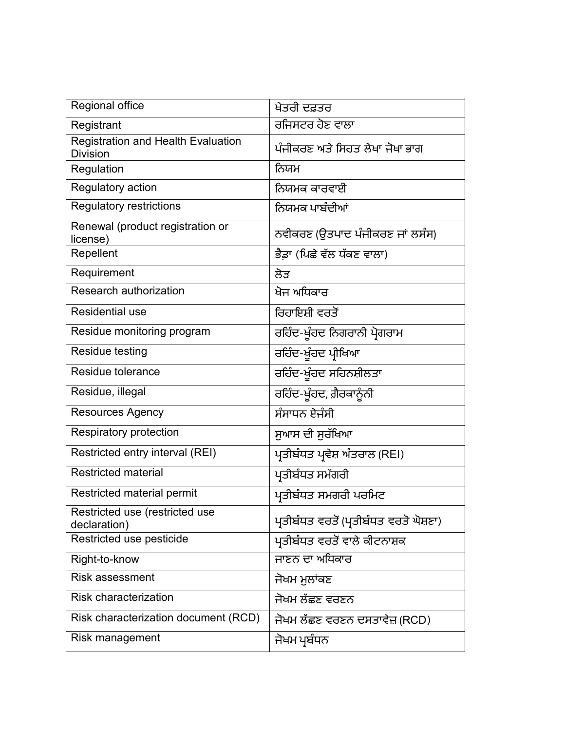| | |
|---|---|
| Regional office | ਖੇਤਰੀ ਦਫ਼ਤਰ |
| Registrant | ਰਜਿਸਟਰ ਹੋਣ ਵਾਲਾ |
| Registration and Health Evaluation Division | ਪੰਜੀਕਰਣ ਅਤੇ ਸਿਹਤ ਲੇਖਾ ਜੋਖਾ ਭਾਗ |
| Regulation | ਨਿਯਮ |
| Regulatory action | ਨਿਯਮਕ ਕਾਰਵਾਈ |
| Regulatory restrictions | ਨਿਯਮਕ ਪਾਬੰਦੀਆਂ |
| Renewal (product registration or license) | ਨਵੀਕਰਣ (ਉਤਪਾਦ ਪੰਜੀਕਰਣ ਜਾਂ ਲਸੰਸ) |
| Repellent | ਭੈੜਾ (ਪਿਛੇ ਵੱਲ ਧੱਕਣ ਵਾਲਾ) |
| Requirement | ਲੋੜ |
| Research authorization | ਖੋਜ ਅਧਿਕਾਰ |
| Residential use | ਰਿਹਾਇਸ਼ੀ ਵਰਤੋਂ |
| Residue monitoring program | ਰਹਿੰਦ-ਖੂੰਹਦ ਨਿਗਰਾਨੀ ਪ੍ਰੋਗਰਾਮ |
| Residue testing | ਰਹਿੰਦ-ਖੂੰਹਦ ਪ੍ਰੀਖਿਆ |
| Residue tolerance | ਰਹਿੰਦ-ਖੂੰਹਦ ਸਹਿਨਸ਼ੀਲਤਾ |
| Residue, illegal | ਰਹਿੰਦ-ਖੂੰਹਦ, ਗ਼ੈਰਕਾਨੂੰਨੀ |
| Resources Agency | ਸੰਸਾਧਨ ਏਜੰਸੀ |
| Respiratory protection | ਸੁਆਸ ਦੀ ਸੁਰੱਖਿਆ |
| Restricted entry interval (REI) | ਪ੍ਰਤੀਬੰਧਤ ਪ੍ਰਵੇਸ਼ ਅੰਤਰਾਲ (REI) |
| Restricted material | ਪ੍ਰਤੀਬੰਧਤ ਸਮੱਗਰੀ |
| Restricted material permit | ਪ੍ਰਤੀਬੰਧਤ ਸਮਗਰੀ ਪਰਮਿਟ |
| Restricted use (restricted use declaration) | ਪ੍ਰਤੀਬੰਧਤ ਵਰਤੋਂ (ਪ੍ਰਤੀਬੰਧਤ ਵਰਤੋ ਘੋਸ਼ਣਾ) |
| Restricted use pesticide | ਪ੍ਰਤੀਬੰਧਤ ਵਰਤੋਂ ਵਾਲੇ ਕੀਟਨਾਸ਼ਕ |
| Right-to-know | ਜਾਣਨ ਦਾ ਅਧਿਕਾਰ |
| Risk assessment | ਜੋਖਮ ਮੁਲਾਂਕਣ |
| Risk characterization | ਜੋਖਮ ਲੱਛਣ ਵਰਣਨ |
| Risk characterization document (RCD) | ਜੋਖਮ ਲੱਛਣ ਵਰਣਨ ਦਸਤਾਵੇਜ਼ (RCD) |
| Risk management | ਜੋਖਮ ਪ੍ਰਬੰਧਨ |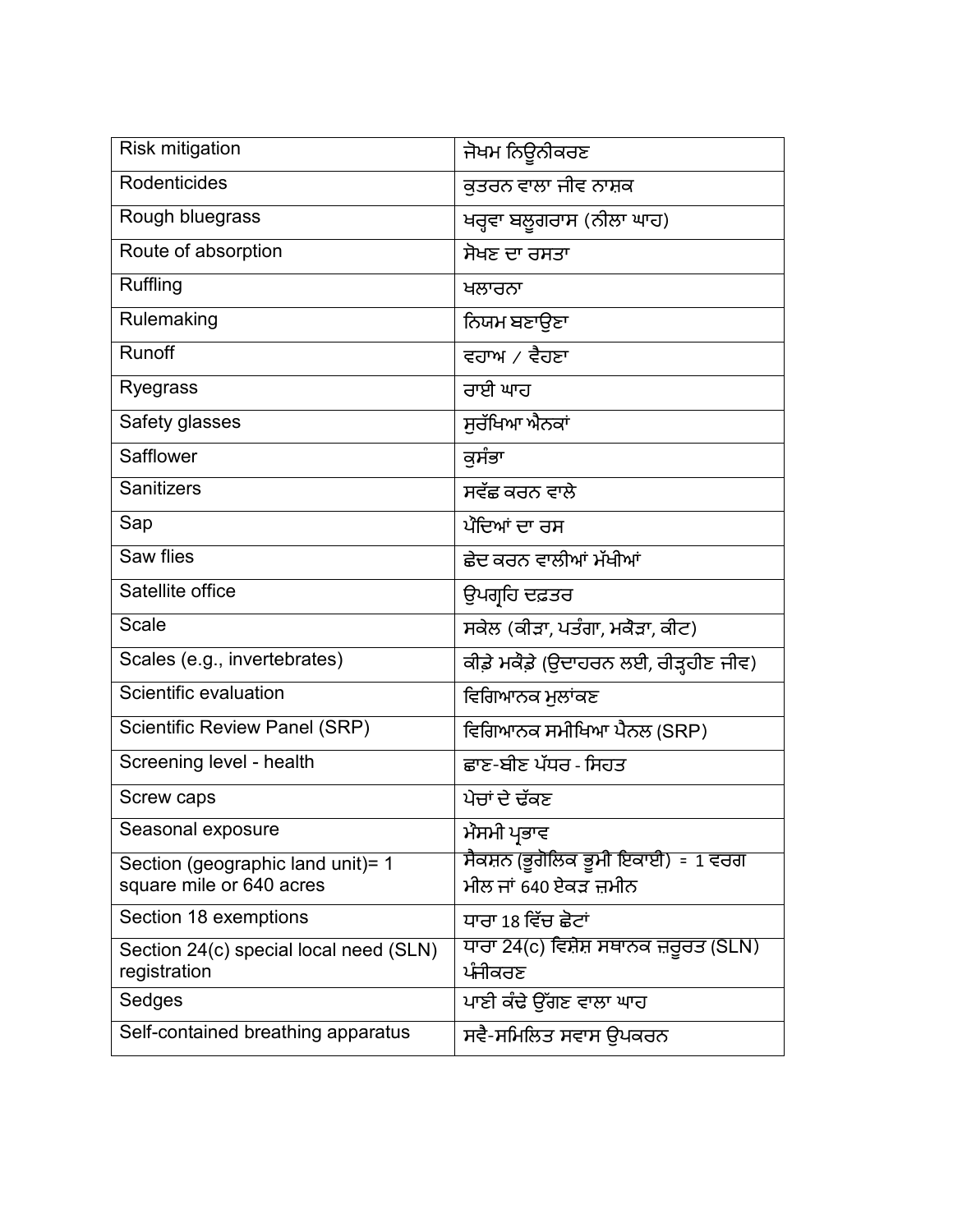| Risk mitigation | ਜੋਖਮ ਨਿਊਨੀਕਰਣ |
|---|---|
| Rodenticides | ਕੁਤਰਨ ਵਾਲਾ ਜੀਵ ਨਾਸ਼ਕ |
| Rough bluegrass | ਖਰ੍ਵਾ ਬਲੂਗਰਾਸ (ਨੀਲਾ ਘਾਹ) |
| Route of absorption | ਸੋਖਣ ਦਾ ਰਸਤਾ |
| Ruffling | ਖਲਾਰਨਾ |
| Rulemaking | ਨਿਯਮ ਬਣਾਉਣਾ |
| Runoff | ਵਹਾਅ / ਵੈਹਣਾ |
| Ryegrass | ਰਾਈ ਘਾਹ |
| Safety glasses | ਸੁਰੱਖਿਆ ਐਨਕਾਂ |
| Safflower | ਕੁਸੰਭਾ |
| Sanitizers | ਸਵੱਛ ਕਰਨ ਵਾਲੇ |
| Sap | ਪੌਦਿਆਂ ਦਾ ਰਸ |
| Saw flies | ਛੇਦ ਕਰਨ ਵਾਲੀਆਂ ਮੱਖੀਆਂ |
| Satellite office | ਉਪਗ੍ਰਹਿ ਦਫ਼ਤਰ |
| Scale | ਸਕੇਲ (ਕੀੜਾ, ਪਤੰਗਾ, ਮਕੌੜਾ, ਕੀਟ) |
| Scales (e.g., invertebrates) | ਕੀੜੇ ਮਕੌੜੇ (ਉਦਾਹਰਨ ਲਈ, ਰੀੜ੍ਹਹੀਣ ਜੀਵ) |
| Scientific evaluation | ਵਿਗਿਆਨਕ ਮੁਲਾਂਕਣ |
| Scientific Review Panel (SRP) | ਵਿਗਿਆਨਕ ਸਮੀਖਿਆ ਪੈਨਲ (SRP) |
| Screening level - health | ਛਾਣ-ਬੀਣ ਪੱਧਰ - ਸਿਹਤ |
| Screw caps | ਪੇਚਾਂ ਦੇ ਢੱਕਣ |
| Seasonal exposure | ਮੌਸਮੀ ਪ੍ਰਭਾਵ |
| Section (geographic land unit)= 1 square mile or 640 acres | ਸੈਕਸ਼ਨ (ਭੂਗੋਲਿਕ ਭੂਮੀ ਇਕਾਈ) = 1 ਵਰਗ ਮੀਲ ਜਾਂ 640 ਏਕੜ ਜ਼ਮੀਨ |
| Section 18 exemptions | ਧਾਰਾ 18 ਵਿੱਚ ਛੋਟਾਂ |
| Section 24(c) special local need (SLN) registration | ਧਾਰਾ 24(c) ਵਿਸ਼ੇਸ਼ ਸਥਾਨਕ ਜ਼ਰੂਰਤ (SLN) ਪੰਜੀਕਰਣ |
| Sedges | ਪਾਣੀ ਕੰਢੇ ਉੱਗਣ ਵਾਲਾ ਘਾਹ |
| Self-contained breathing apparatus | ਸਵੈ-ਸਮਿਲਿਤ ਸਵਾਸ ਉਪਕਰਨ |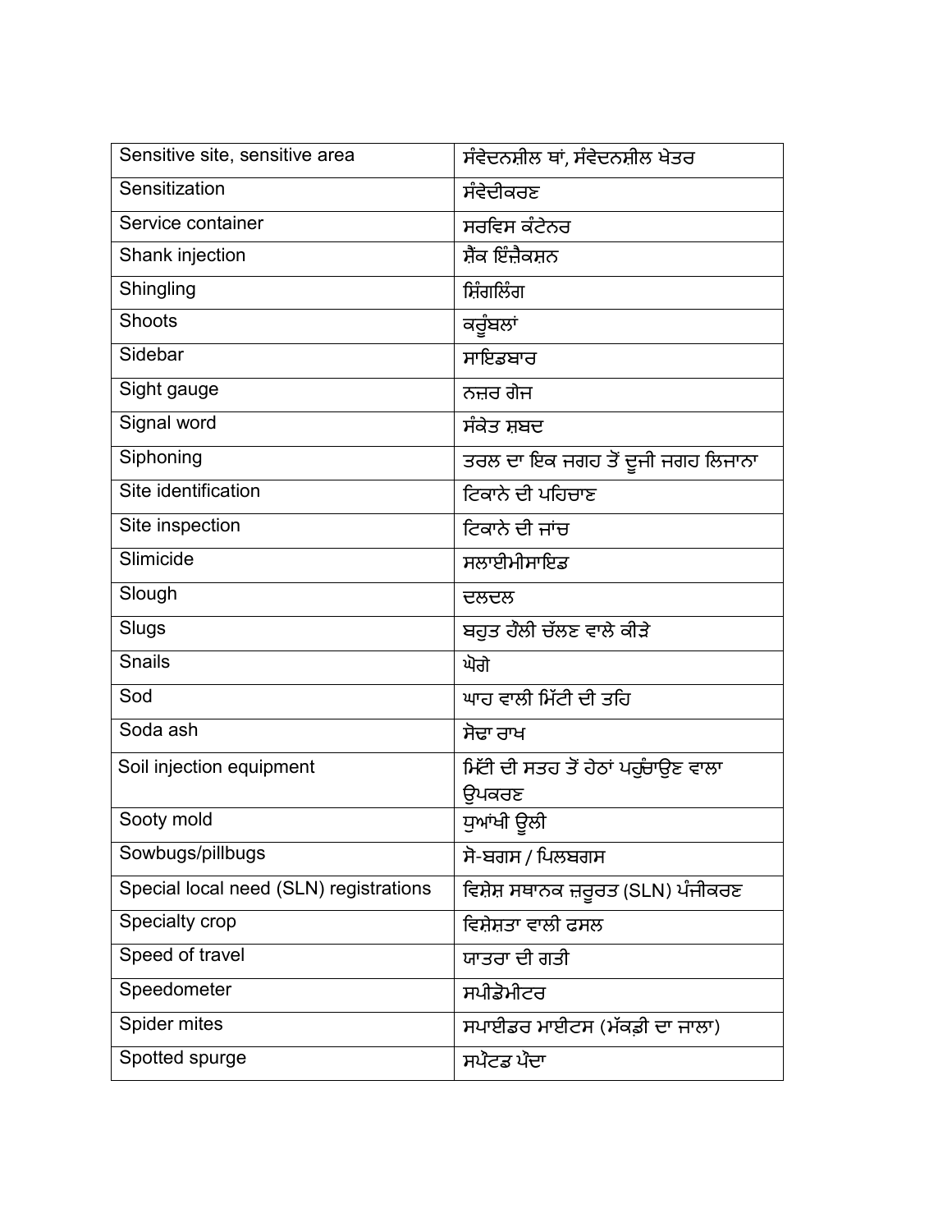| Sensitive site, sensitive area | ਸੰਵੇਦਨਸ਼ੀਲ ਥਾਂ, ਸੰਵੇਦਨਸ਼ੀਲ ਖੇਤਰ |
|---|---|
| Sensitization | ਸੰਵੇਦੀਕਰਣ |
| Service container | ਸਰਵਿਸ ਕੰਟੇਨਰ |
| Shank injection | ਸ਼ੈਂਕ ਇੰਜ਼ੈਕਸ਼ਨ |
| Shingling | ਸ਼ਿੰਗਲਿੰਗ |
| Shoots | ਕਰੂੰਬਲਾਂ |
| Sidebar | ਸਾਇਡਬਾਰ |
| Sight gauge | ਨਜ਼ਰ ਗੇਜ |
| Signal word | ਸੰਕੇਤ ਸ਼ਬਦ |
| Siphoning | ਤਰਲ ਦਾ ਇਕ ਜਗਹ ਤੋਂ ਦੂਜੀ ਜਗਹ ਲਿਜਾਨਾ |
| Site identification | ਟਿਕਾਨੇ ਦੀ ਪਹਿਚਾਣ |
| Site inspection | ਟਿਕਾਨੇ ਦੀ ਜਾਂਚ |
| Slimicide | ਸਲਾਈਮੀਸਾਇਡ |
| Slough | ਦਲਦਲ |
| Slugs | ਬਹੁਤ ਹੌਲੀ ਚੱਲਣ ਵਾਲੇ ਕੀੜੇ |
| Snails | ਘੋਗੇ |
| Sod | ਘਾਹ ਵਾਲੀ ਮਿੱਟੀ ਦੀ ਤਹਿ |
| Soda ash | ਸੋਢਾ ਰਾਖ |
| Soil injection equipment | ਮਿੱਟੀ ਦੀ ਸਤਹ ਤੋਂ ਹੇਠਾਂ ਪਹੁੰਚਾਉਣ ਵਾਲਾ ਉਪਕਰਣ |
| Sooty mold | ਧੁਆਂਖੀ ਉੂਲੀ |
| Sowbugs/pillbugs | ਸੋ-ਬਗਸ / ਪਿਲਬਗਸ |
| Special local need (SLN) registrations | ਵਿਸ਼ੇਸ਼ ਸਥਾਨਕ ਜ਼ਰੂਰਤ (SLN) ਪੰਜੀਕਰਣ |
| Specialty crop | ਵਿਸ਼ੇਸ਼ਤਾ ਵਾਲੀ ਫਸਲ |
| Speed of travel | ਯਾਤਰਾ ਦੀ ਗਤੀ |
| Speedometer | ਸਪੀਡੋਮੀਟਰ |
| Spider mites | ਸਪਾਈਡਰ ਮਾਈਟਸ (ਮੱਕੜੀ ਦਾ ਜਾਲਾ) |
| Spotted spurge | ਸਪੌਟਡ ਪੌਦਾ |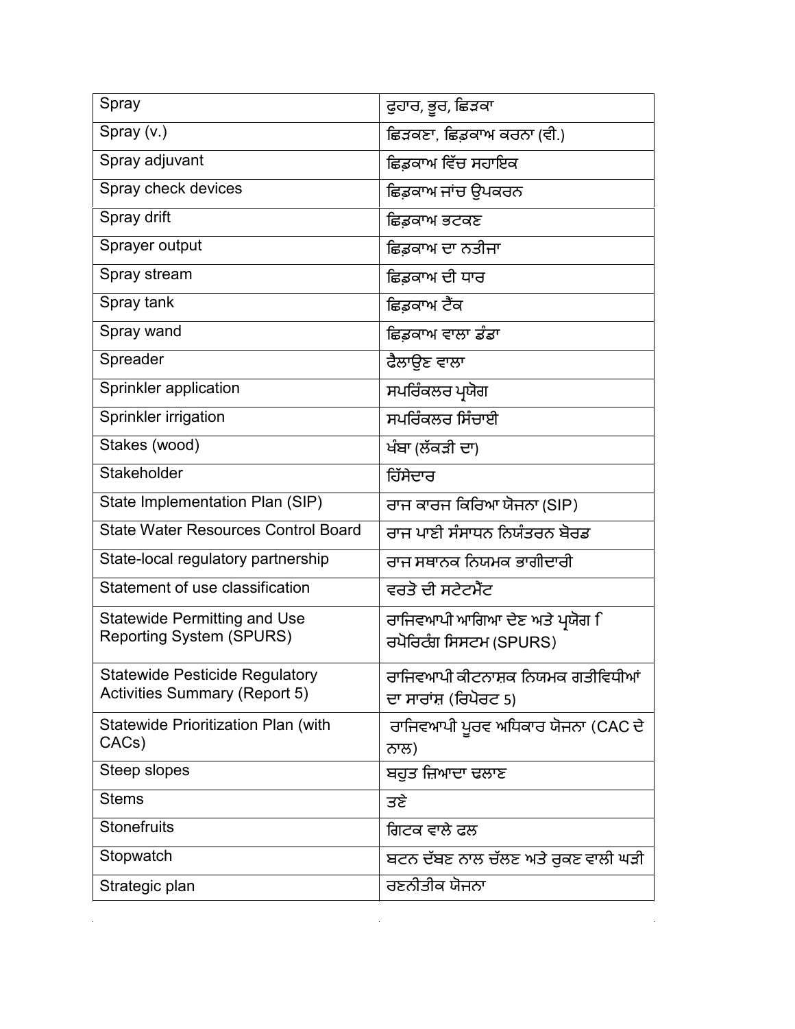| | |
|---|---|
| Spray | ਫੁਹਾਰ, ਭੂਰ, ਛਿੜਕਾ |
| Spray (v.) | ਛਿੜਕਣਾ, ਛਿੜਕਾਅ ਕਰਨਾ (ਵੀ.) |
| Spray adjuvant | ਛਿੜਕਾਅ ਵਿੱਚ ਸਹਾਇਕ |
| Spray check devices | ਛਿੜਕਾਅ ਜਾਂਚ ਉਪਕਰਨ |
| Spray drift | ਛਿੜਕਾਅ ਭਟਕਣ |
| Sprayer output | ਛਿੜਕਾਅ ਦਾ ਨਤੀਜਾ |
| Spray stream | ਛਿੜਕਾਅ ਦੀ ਧਾਰ |
| Spray tank | ਛਿੜਕਾਅ ਟੈਂਕ |
| Spray wand | ਛਿੜਕਾਅ ਵਾਲਾ ਡੰਡਾ |
| Spreader | ਫੈਲਾਉਣ ਵਾਲਾ |
| Sprinkler application | ਸਪਰਿੰਕਲਰ ਪ੍ਰਯੋਗ |
| Sprinkler irrigation | ਸਪਰਿੰਕਲਰ ਸਿੰਚਾਈ |
| Stakes (wood) | ਖੰਬਾ (ਲੱਕੜੀ ਦਾ) |
| Stakeholder | ਹਿੱਸੇਦਾਰ |
| State Implementation Plan (SIP) | ਰਾਜ ਕਾਰਜ ਕਿਰਿਆ ਯੋਜਨਾ (SIP) |
| State Water Resources Control Board | ਰਾਜ ਪਾਣੀ ਸੰਸਾਧਨ ਨਿਯੰਤਰਨ ਬੋਰਡ |
| State-local regulatory partnership | ਰਾਜ ਸਥਾਨਕ ਨਿਯਮਕ ਭਾਗੀਦਾਰੀ |
| Statement of use classification | ਵਰਤੋ ਦੀ ਸਟੇਟਮੈਂਟ |
| Statewide Permitting and Use Reporting System (SPURS) | ਰਾਜਿਵਆਪੀ ਆਗਿਆ ਦੇਣ ਅਤੇ ਪ੍ਰਯੋਗ ਿ ਰਪੋਰਿਟੰਗ ਸਿਸਟਮ (SPURS) |
| Statewide Pesticide Regulatory Activities Summary (Report 5) | ਰਾਜਿਵਆਪੀ ਕੀਟਨਾਸ਼ਕ ਨਿਯਮਕ ਗਤੀਵਿਧੀਆਂ ਦਾ ਸਾਰਾਂਸ਼ (ਰਿਪੋਰਟ 5) |
| Statewide Prioritization Plan (with CACs) | ਰਾਜਿਵਆਪੀ ਪੂਰਵ ਅਧਿਕਾਰ ਯੋਜਨਾ (CAC ਦੇ ਨਾਲ) |
| Steep slopes | ਬਹੁਤ ਜ਼ਿਆਦਾ ਢਲਾਣ |
| Stems | ਤਣੇ |
| Stonefruits | ਗਿਟਕ ਵਾਲੇ ਫਲ |
| Stopwatch | ਬਟਨ ਦੱਬਣ ਨਾਲ ਚੱਲਣ ਅਤੇ ਰੁਕਣ ਵਾਲੀ ਘੜੀ |
| Strategic plan | ਰਣਨੀਤੀਕ ਯੋਜਨਾ |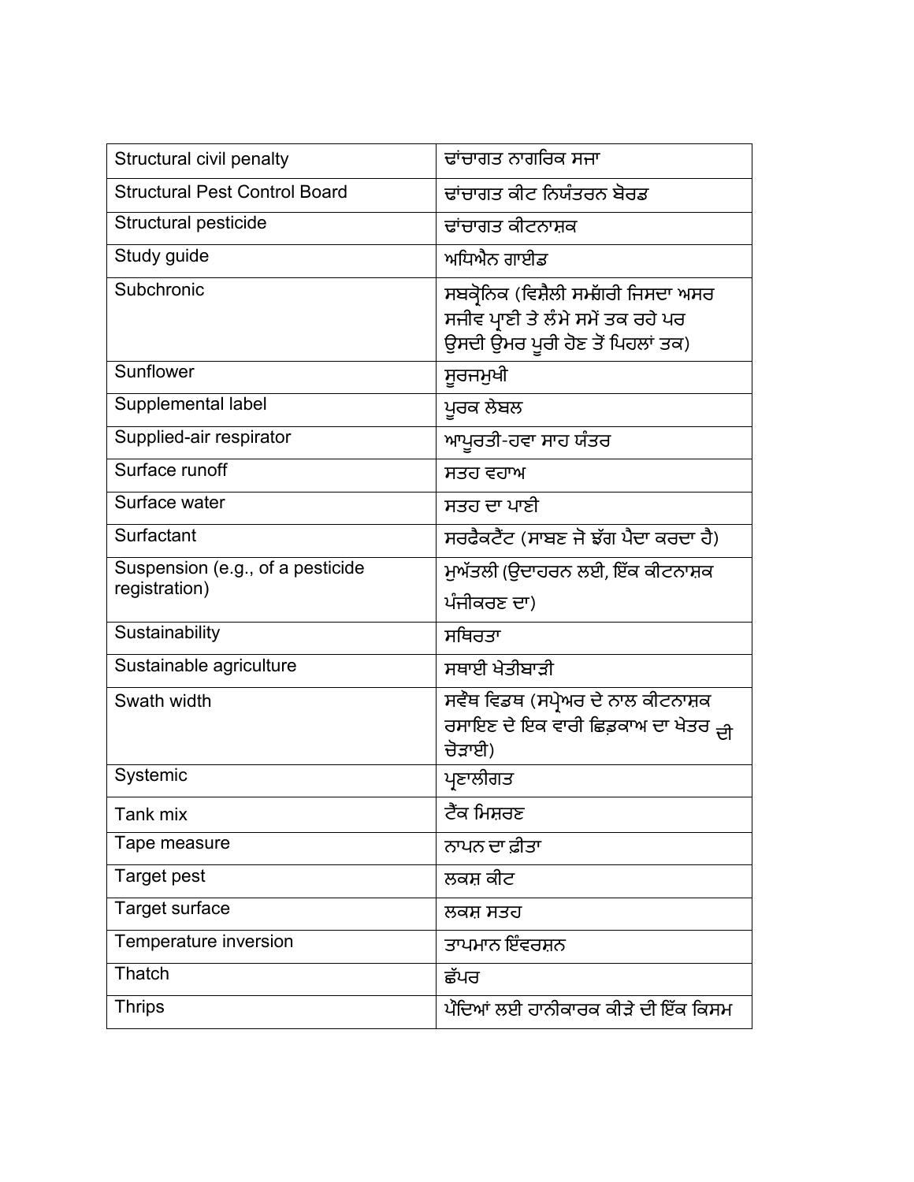| | |
|---|---|
| Structural civil penalty | ਢਾਂਚਾਗਤ ਨਾਗਰਿਕ ਸਜਾ |
| Structural Pest Control Board | ਢਾਂਚਾਗਤ ਕੀਟ ਨਿਯੰਤਰਨ ਬੋਰਡ |
| Structural pesticide | ਢਾਂਚਾਗਤ ਕੀਟਨਾਸ਼ਕ |
| Study guide | ਅਧਿਐਨ ਗਾਈਡ |
| Subchronic | ਸਬਕ੍ਰੋਨਿਕ (ਵਿਸ਼ੈਲੀ ਸਮੱਗਰੀ ਜਿਸਦਾ ਅਸਰ ਸਜੀਵ ਪ੍ਰਾਣੀ ਤੇ ਲੰਮੇ ਸਮੇਂ ਤਕ ਰਹੇ ਪਰ ਉਸਦੀ ਉਮਰ ਪੂਰੀ ਹੋਣ ਤੋਂ ਪਿਹਲਾਂ ਤਕ) |
| Sunflower | ਸੂਰਜਮੁਖੀ |
| Supplemental label | ਪੂਰਕ ਲੇਬਲ |
| Supplied-air respirator | ਆਪੂਰਤੀ-ਹਵਾ ਸਾਹ ਯੰਤਰ |
| Surface runoff | ਸਤਹ ਵਹਾਅ |
| Surface water | ਸਤਹ ਦਾ ਪਾਣੀ |
| Surfactant | ਸਰਫੈਕਟੈਂਟ (ਸਾਬਣ ਜੋ ਝੱਗ ਪੈਦਾ ਕਰਦਾ ਹੈ) |
| Suspension (e.g., of a pesticide registration) | ਮੁਅੱਤਲੀ (ਉਦਾਹਰਨ ਲਈ, ਇੱਕ ਕੀਟਨਾਸ਼ਕ ਪੰਜੀਕਰਣ ਦਾ) |
| Sustainability | ਸਥਿਰਤਾ |
| Sustainable agriculture | ਸਥਾਈ ਖੇਤੀਬਾੜੀ |
| Swath width | ਸਵੈਥ ਵਿਡਥ (ਸਪ੍ਰੇਅਰ ਦੇ ਨਾਲ ਕੀਟਨਾਸ਼ਕ ਰਸਾਇਣ ਦੇ ਇਕ ਵਾਰੀ ਛਿੜਕਾਅ ਦਾ ਖੇਤਰ ਦੀ ਚੋੜਾਈ) |
| Systemic | ਪ੍ਰਣਾਲੀਗਤ |
| Tank mix | ਟੈਂਕ ਮਿਸ਼ਰਣ |
| Tape measure | ਨਾਪਨ ਦਾ ਫ਼ੀਤਾ |
| Target pest | ਲਕਸ਼ ਕੀਟ |
| Target surface | ਲਕਸ਼ ਸਤਹ |
| Temperature inversion | ਤਾਪਮਾਨ ਇੰਵਰਸ਼ਨ |
| Thatch | ਛੱਪਰ |
| Thrips | ਪੌਦਿਆਂ ਲਈ ਹਾਨੀਕਾਰਕ ਕੀੜੇ ਦੀ ਇੱਕ ਕਿਸਮ |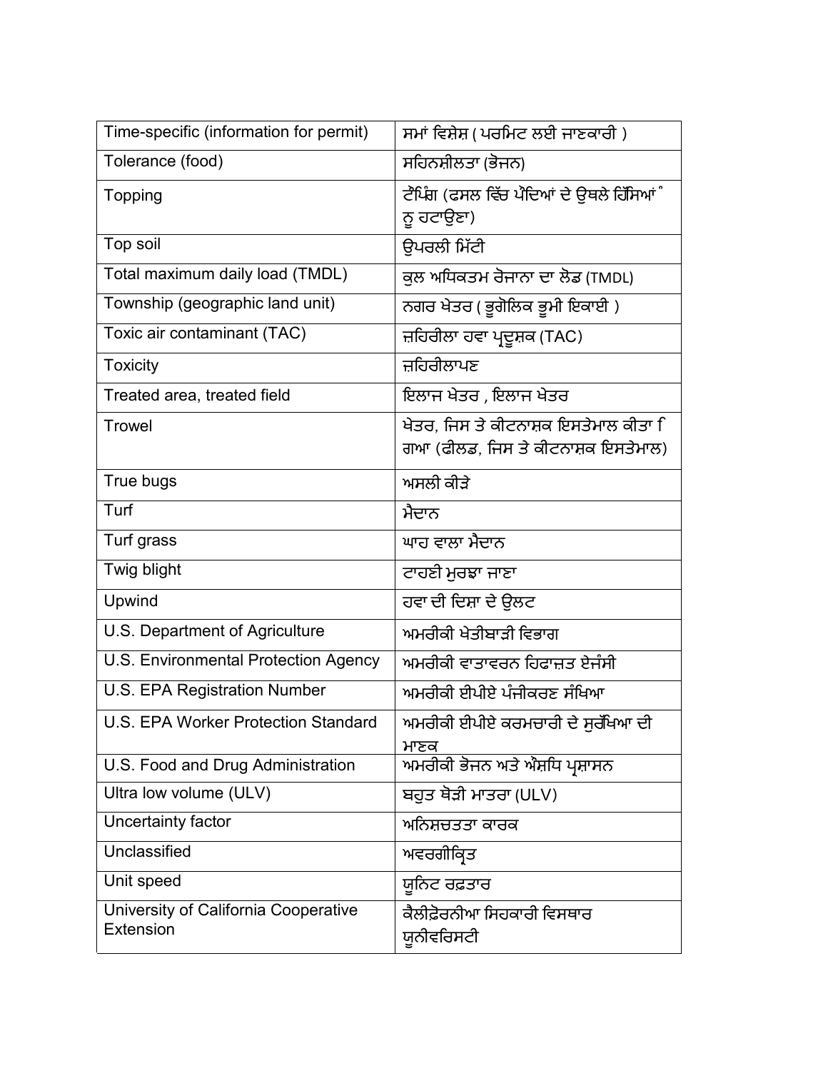| | |
|---|---|
| Time-specific (information for permit) | ਸਮਾਂ ਵਿਸ਼ੇਸ਼ ( ਪਰਮਿਟ ਲਈ ਜਾਣਕਾਰੀ ) |
| Tolerance (food) | ਸਹਿਨਸ਼ੀਲਤਾ (ਭੋਜਨ) |
| Topping | ਟੌਪਿੰਗ (ਫਸਲ ਵਿੱਚ ਪੌਦਿਆਂ ਦੇ ਉਥਲੇ ਹਿੱਸਿਆਂ ੂ ਨੂ ਹਟਾਉਣਾ) |
| Top soil | ਉਪਰਲੀ ਮਿੱਟੀ |
| Total maximum daily load (TMDL) | ਕੁਲ ਅਧਿਕਤਮ ਰੋਜਾਨਾ ਦਾ ਲੋਡ (TMDL) |
| Township (geographic land unit) | ਨਗਰ ਖੇਤਰ ( ਭੂਗੋਲਿਕ ਭੂਮੀ ਇਕਾਈ ) |
| Toxic air contaminant (TAC) | ਜ਼ਹਿਰੀਲਾ ਹਵਾ ਪ੍ਰਦੂਸ਼ਕ (TAC) |
| Toxicity | ਜ਼ਹਿਰੀਲਾਪਣ |
| Treated area, treated field | ਇਲਾਜ ਖੇਤਰ , ਇਲਾਜ ਖੇਤਰ |
| Trowel | ਖੇਤਰ, ਜਿਸ ਤੇ ਕੀਟਨਾਸ਼ਕ ਇਸਤੇਮਾਲ ਕੀਤਾ ਗਿਆ (ਫੀਲਡ, ਜਿਸ ਤੇ ਕੀਟਨਾਸ਼ਕ ਇਸਤੇਮਾਲ) |
| True bugs | ਅਸਲੀ ਕੀੜੇ |
| Turf | ਮੈਦਾਨ |
| Turf grass | ਘਾਹ ਵਾਲਾ ਮੈਦਾਨ |
| Twig blight | ਟਾਹਣੀ ਮੁਰਝਾ ਜਾਣਾ |
| Upwind | ਹਵਾ ਦੀ ਦਿਸ਼ਾ ਦੇ ਉਲਟ |
| U.S. Department of Agriculture | ਅਮਰੀਕੀ ਖੇਤੀਬਾੜੀ ਵਿਭਾਗ |
| U.S. Environmental Protection Agency | ਅਮਰੀਕੀ ਵਾਤਾਵਰਨ ਹਿਫਾਜ਼ਤ ਏਜੰਸੀ |
| U.S. EPA Registration Number | ਅਮਰੀਕੀ ਈਪੀਏ ਪੰਜੀਕਰਣ ਸੰਖਿਆ |
| U.S. EPA Worker Protection Standard | ਅਮਰੀਕੀ ਈਪੀਏ ਕਰਮਚਾਰੀ ਦੇ ਸੁਰੱਖਿਆ ਦੀ ਮਾਣਕ |
| U.S. Food and Drug Administration | ਅਮਰੀਕੀ ਭੋਜਨ ਅਤੇ ਔਸ਼ਧਿ ਪ੍ਰਸ਼ਾਸਨ |
| Ultra low volume (ULV) | ਬਹੁਤ ਥੋੜੀ ਮਾਤਰਾ (ULV) |
| Uncertainty factor | ਅਨਿਸ਼ਚਤਤਾ ਕਾਰਕ |
| Unclassified | ਅਵਰਗੀਕ੍ਰਿਤ |
| Unit speed | ਯੂਨਿਟ ਰਫ਼ਤਾਰ |
| University of California Cooperative Extension | ਕੈਲੀਫ਼ੋਰਨੀਆ ਸਿਹਕਾਰੀ ਵਿਸਥਾਰ ਯੂਨੀਵਰਿਸਟੀ |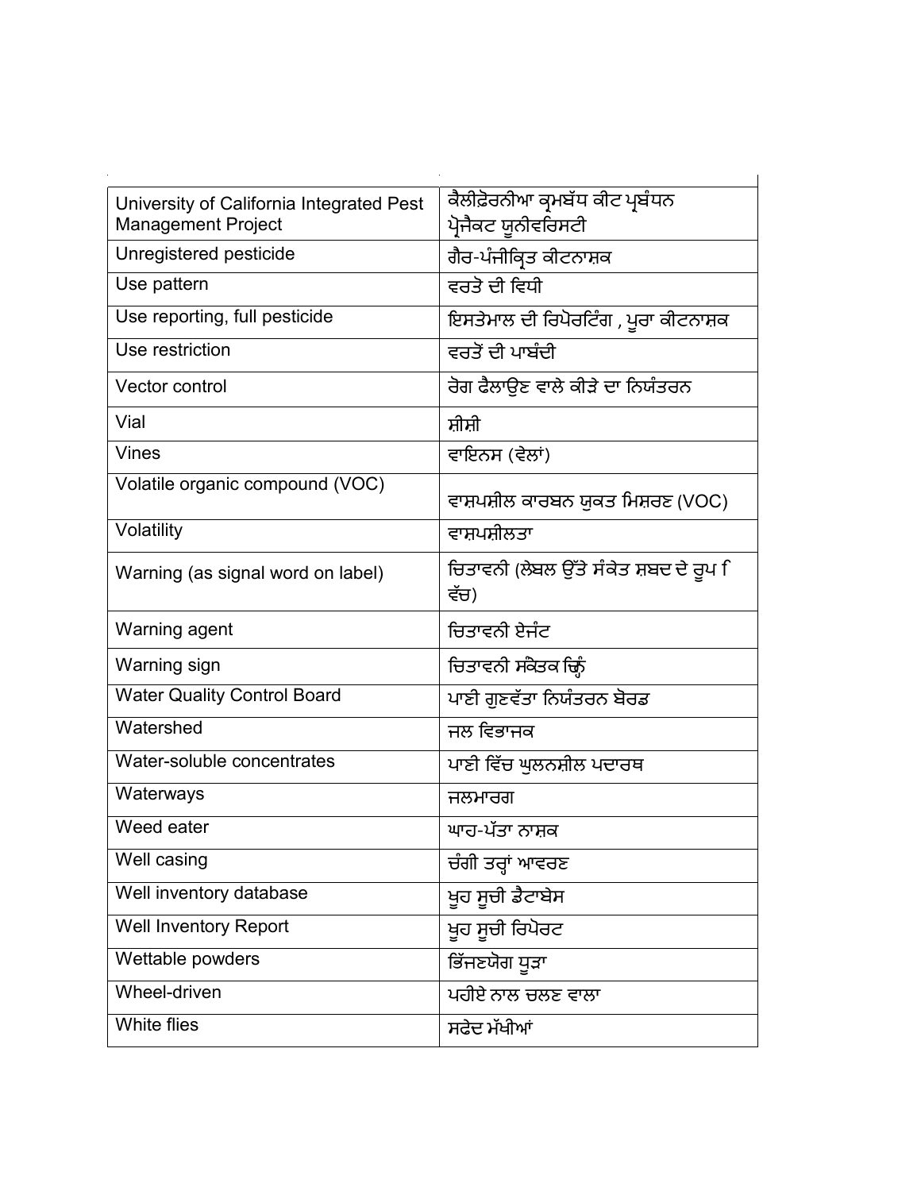| | |
|---|---|
| University of California Integrated Pest Management Project | ਕੈਲੀਫ਼ੋਰਨੀਆ ਕ੍ਰਮਬੱਧ ਕੀਟ ਪ੍ਰਬੰਧਨ ਪ੍ਰੋਜੈਕਟ ਯੂਨੀਵਰਿਸਟੀ |
| Unregistered pesticide | ਗੈਰ-ਪੰਜੀਕ੍ਰਿਤ ਕੀਟਨਾਸ਼ਕ |
| Use pattern | ਵਰਤੋ ਦੀ ਵਿਧੀ |
| Use reporting, full pesticide | ਇਸਤੇਮਾਲ ਦੀ ਰਿਪੋਰਟਿੰਗ , ਪੂਰਾ ਕੀਟਨਾਸ਼ਕ |
| Use restriction | ਵਰਤੋਂ ਦੀ ਪਾਬੰਦੀ |
| Vector control | ਰੋਗ ਫੈਲਾਉਣ ਵਾਲੇ ਕੀੜੇ ਦਾ ਨਿਯੰਤਰਨ |
| Vial | ਸ਼ੀਸ਼ੀ |
| Vines | ਵਾਇਨਸ (ਵੇਲਾਂ) |
| Volatile organic compound (VOC) | ਵਾਸ਼ਪਸ਼ੀਲ ਕਾਰਬਨ ਯੁਕਤ ਮਿਸ਼ਰਣ (VOC) |
| Volatility | ਵਾਸ਼ਪਸ਼ੀਲਤਾ |
| Warning (as signal word on label) | ਚਿਤਾਵਨੀ (ਲੇਬਲ ਉੱਤੇ ਸੰਕੇਤ ਸ਼ਬਦ ਦੇ ਰੂਪ ਿਵੱਚ) |
| Warning agent | ਚਿਤਾਵਨੀ ਏਜੰਟ |
| Warning sign | ਚਿਤਾਵਨੀ ਸੰਕੇਤਕ ਚਿੰ੍ਹ |
| Water Quality Control Board | ਪਾਣੀ ਗੁਣਵੱਤਾ ਨਿਯੰਤਰਨ ਬੋਰਡ |
| Watershed | ਜਲ ਵਿਭਾਜਕ |
| Water-soluble concentrates | ਪਾਣੀ ਵਿੱਚ ਘੁਲਨਸ਼ੀਲ ਪਦਾਰਥ |
| Waterways | ਜਲਮਾਰਗ |
| Weed eater | ਘਾਹ-ਪੱਤਾ ਨਾਸ਼ਕ |
| Well casing | ਚੰਗੀ ਤਰ੍ਹਾਂ ਆਵਰਣ |
| Well inventory database | ਖੂਹ ਸੂਚੀ ਡੈਟਾਬੇਸ |
| Well Inventory Report | ਖੂਹ ਸੂਚੀ ਰਿਪੋਰਟ |
| Wettable powders | ਭਿੱਜਣਯੋਗ ਧੂੜਾ |
| Wheel-driven | ਪਹੀਏ ਨਾਲ ਚਲਣ ਵਾਲਾ |
| White flies | ਸਫੇਦ ਮੱਖੀਆਂ |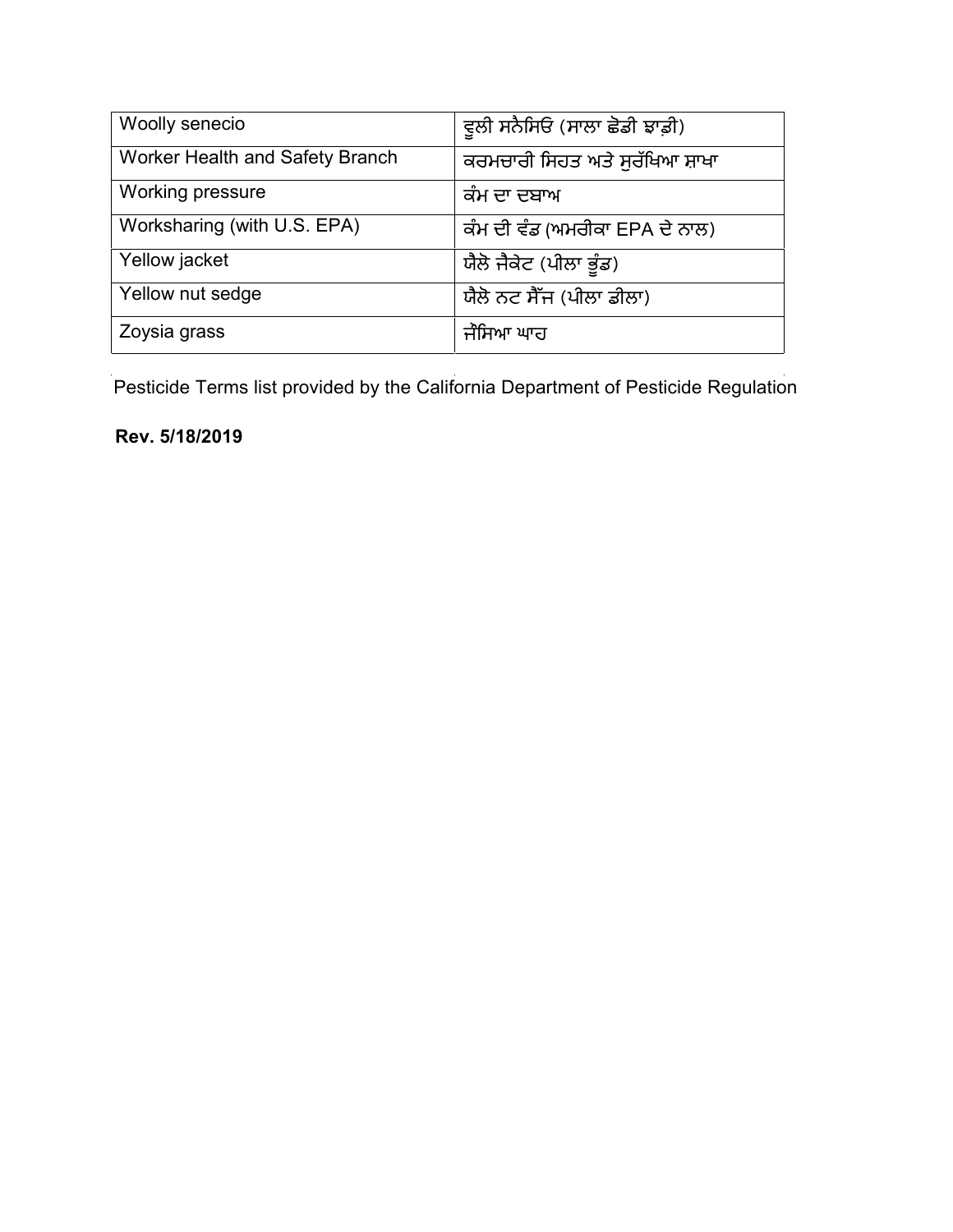| | |
|---|---|
| Woolly senecio | ਵੂਲੀ ਸਨੈਸਿਓ (ਸਾਲਾ ਛੋਡੀ ਝਾੜੀ) |
| Worker Health and Safety Branch | ਕਰਮਚਾਰੀ ਸਿਹਤ ਅਤੇ ਸੁਰੱਖਿਆ ਸ਼ਾਖਾ |
| Working pressure | ਕੰਮ ਦਾ ਦਬਾਅ |
| Worksharing (with U.S. EPA) | ਕੰਮ ਦੀ ਵੰਡ (ਅਮਰੀਕਾ EPA ਦੇ ਨਾਲ) |
| Yellow jacket | ਯੈਲੋ ਜੈਕੇਟ (ਪੀਲਾ ਭੂੰਡ) |
| Yellow nut sedge | ਯੈਲੋ ਨਟ ਸੈੱਜ (ਪੀਲਾ ਡੀਲਾ) |
| Zoysia grass | ਜੋਸਿਆ ਘਾਹ |

Pesticide Terms list provided by the California Department of Pesticide Regulation

**Rev. 5/18/2019**